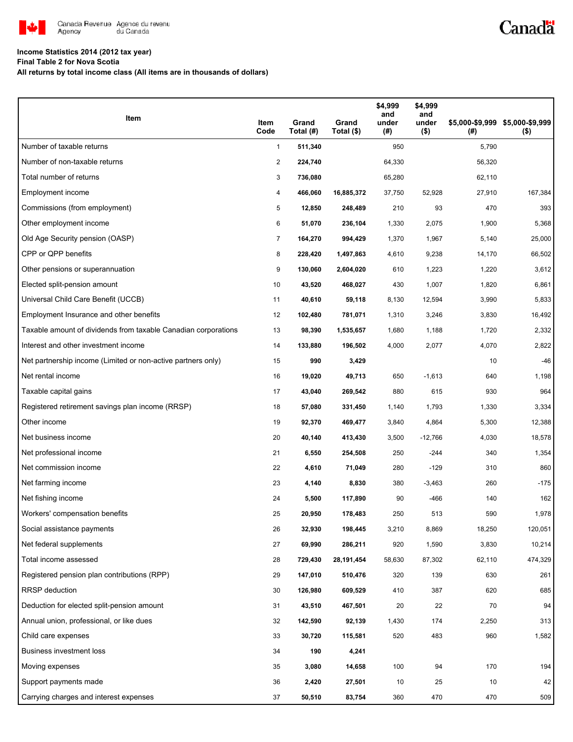Canada Revenue Agency / Agence du revenu du Canada

Canada

**Income Statistics 2014 (2012 tax year)**
**Final Table 2 for Nova Scotia**
**All returns by total income class (All items are in thousands of dollars)**

| Item | Item Code | Grand Total (#) | Grand Total ($) | $4,999 and under (#) | $4,999 and under ($) | $5,000-$9,999 (#) | $5,000-$9,999 ($) |
|---|---|---|---|---|---|---|---|
| Number of taxable returns | 1 | **511,340** | | 950 | | 5,790 | |
| Number of non-taxable returns | 2 | **224,740** | | 64,330 | | 56,320 | |
| Total number of returns | 3 | **736,080** | | 65,280 | | 62,110 | |
| Employment income | 4 | **466,060** | **16,885,372** | 37,750 | 52,928 | 27,910 | 167,384 |
| Commissions (from employment) | 5 | **12,850** | **248,489** | 210 | 93 | 470 | 393 |
| Other employment income | 6 | **51,070** | **236,104** | 1,330 | 2,075 | 1,900 | 5,368 |
| Old Age Security pension (OASP) | 7 | **164,270** | **994,429** | 1,370 | 1,967 | 5,140 | 25,000 |
| CPP or QPP benefits | 8 | **228,420** | **1,497,863** | 4,610 | 9,238 | 14,170 | 66,502 |
| Other pensions or superannuation | 9 | **130,060** | **2,604,020** | 610 | 1,223 | 1,220 | 3,612 |
| Elected split-pension amount | 10 | **43,520** | **468,027** | 430 | 1,007 | 1,820 | 6,861 |
| Universal Child Care Benefit (UCCB) | 11 | **40,610** | **59,118** | 8,130 | 12,594 | 3,990 | 5,833 |
| Employment Insurance and other benefits | 12 | **102,480** | **781,071** | 1,310 | 3,246 | 3,830 | 16,492 |
| Taxable amount of dividends from taxable Canadian corporations | 13 | **98,390** | **1,535,657** | 1,680 | 1,188 | 1,720 | 2,332 |
| Interest and other investment income | 14 | **133,880** | **196,502** | 4,000 | 2,077 | 4,070 | 2,822 |
| Net partnership income (Limited or non-active partners only) | 15 | **990** | **3,429** | | | 10 | -46 |
| Net rental income | 16 | **19,020** | **49,713** | 650 | -1,613 | 640 | 1,198 |
| Taxable capital gains | 17 | **43,040** | **269,542** | 880 | 615 | 930 | 964 |
| Registered retirement savings plan income (RRSP) | 18 | **57,080** | **331,450** | 1,140 | 1,793 | 1,330 | 3,334 |
| Other income | 19 | **92,370** | **469,477** | 3,840 | 4,864 | 5,300 | 12,388 |
| Net business income | 20 | **40,140** | **413,430** | 3,500 | -12,766 | 4,030 | 18,578 |
| Net professional income | 21 | **6,550** | **254,508** | 250 | -244 | 340 | 1,354 |
| Net commission income | 22 | **4,610** | **71,049** | 280 | -129 | 310 | 860 |
| Net farming income | 23 | **4,140** | **8,830** | 380 | -3,463 | 260 | -175 |
| Net fishing income | 24 | **5,500** | **117,890** | 90 | -466 | 140 | 162 |
| Workers' compensation benefits | 25 | **20,950** | **178,483** | 250 | 513 | 590 | 1,978 |
| Social assistance payments | 26 | **32,930** | **198,445** | 3,210 | 8,869 | 18,250 | 120,051 |
| Net federal supplements | 27 | **69,990** | **286,211** | 920 | 1,590 | 3,830 | 10,214 |
| Total income assessed | 28 | **729,430** | **28,191,454** | 58,630 | 87,302 | 62,110 | 474,329 |
| Registered pension plan contributions (RPP) | 29 | **147,010** | **510,476** | 320 | 139 | 630 | 261 |
| RRSP deduction | 30 | **126,980** | **609,529** | 410 | 387 | 620 | 685 |
| Deduction for elected split-pension amount | 31 | **43,510** | **467,501** | 20 | 22 | 70 | 94 |
| Annual union, professional, or like dues | 32 | **142,590** | **92,139** | 1,430 | 174 | 2,250 | 313 |
| Child care expenses | 33 | **30,720** | **115,581** | 520 | 483 | 960 | 1,582 |
| Business investment loss | 34 | **190** | **4,241** | | | | |
| Moving expenses | 35 | **3,080** | **14,658** | 100 | 94 | 170 | 194 |
| Support payments made | 36 | **2,420** | **27,501** | 10 | 25 | 10 | 42 |
| Carrying charges and interest expenses | 37 | **50,510** | **83,754** | 360 | 470 | 470 | 509 |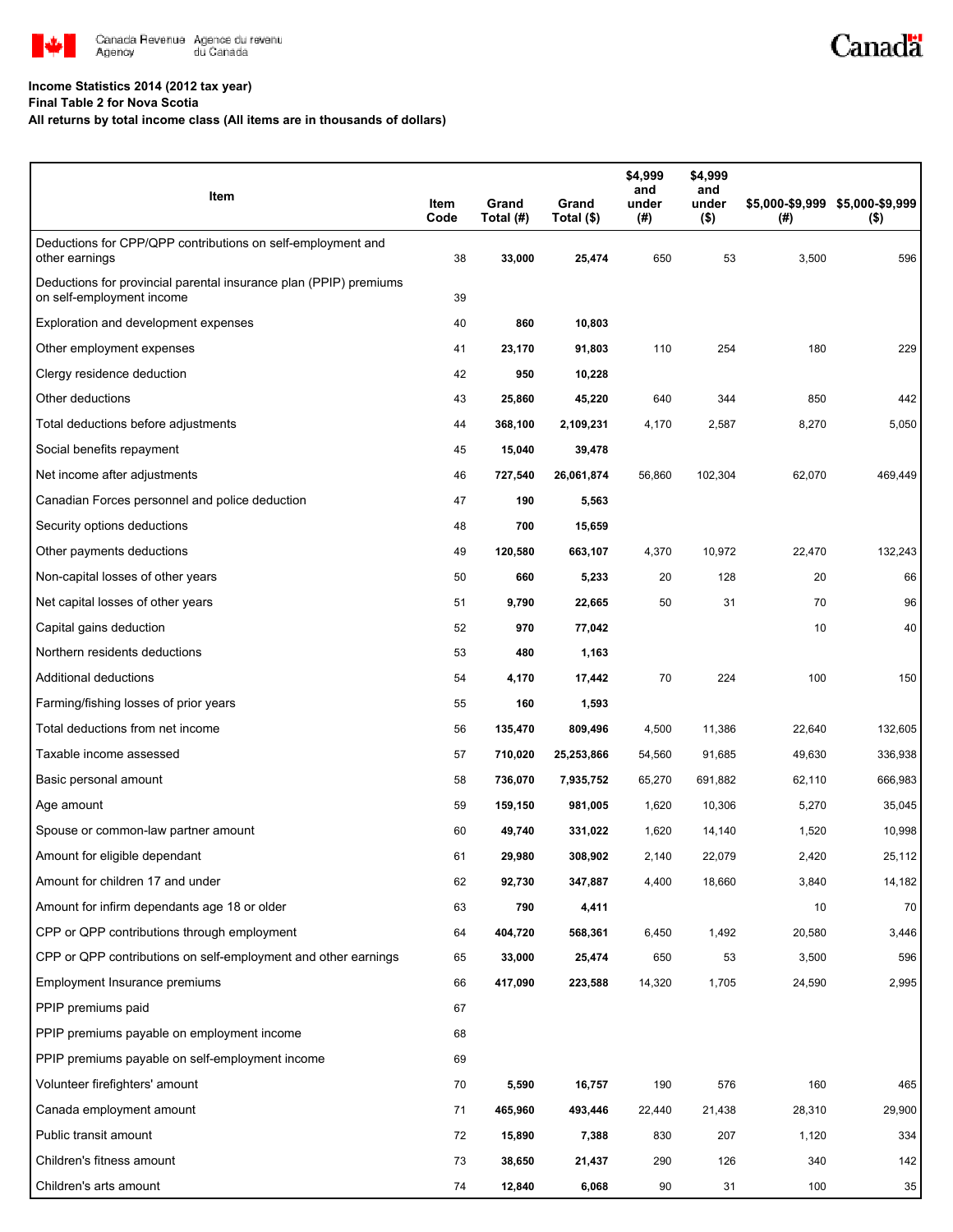**Income Statistics 2014 (2012 tax year)**
**Final Table 2 for Nova Scotia**
**All returns by total income class (All items are in thousands of dollars)**

| Item | Item Code | Grand Total (#) | Grand Total ($) | $4,999 and under (#) | $4,999 and under ($) | $5,000-$9,999 (#) | $5,000-$9,999 ($) |
|---|---|---|---|---|---|---|---|
| Deductions for CPP/QPP contributions on self-employment and other earnings | 38 | **33,000** | **25,474** | 650 | 53 | 3,500 | 596 |
| Deductions for provincial parental insurance plan (PPIP) premiums on self-employment income | 39 | | | | | | |
| Exploration and development expenses | 40 | **860** | **10,803** | | | | |
| Other employment expenses | 41 | **23,170** | **91,803** | 110 | 254 | 180 | 229 |
| Clergy residence deduction | 42 | **950** | **10,228** | | | | |
| Other deductions | 43 | **25,860** | **45,220** | 640 | 344 | 850 | 442 |
| Total deductions before adjustments | 44 | **368,100** | **2,109,231** | 4,170 | 2,587 | 8,270 | 5,050 |
| Social benefits repayment | 45 | **15,040** | **39,478** | | | | |
| Net income after adjustments | 46 | **727,540** | **26,061,874** | 56,860 | 102,304 | 62,070 | 469,449 |
| Canadian Forces personnel and police deduction | 47 | **190** | **5,563** | | | | |
| Security options deductions | 48 | **700** | **15,659** | | | | |
| Other payments deductions | 49 | **120,580** | **663,107** | 4,370 | 10,972 | 22,470 | 132,243 |
| Non-capital losses of other years | 50 | **660** | **5,233** | 20 | 128 | 20 | 66 |
| Net capital losses of other years | 51 | **9,790** | **22,665** | 50 | 31 | 70 | 96 |
| Capital gains deduction | 52 | **970** | **77,042** | | | 10 | 40 |
| Northern residents deductions | 53 | **480** | **1,163** | | | | |
| Additional deductions | 54 | **4,170** | **17,442** | 70 | 224 | 100 | 150 |
| Farming/fishing losses of prior years | 55 | **160** | **1,593** | | | | |
| Total deductions from net income | 56 | **135,470** | **809,496** | 4,500 | 11,386 | 22,640 | 132,605 |
| Taxable income assessed | 57 | **710,020** | **25,253,866** | 54,560 | 91,685 | 49,630 | 336,938 |
| Basic personal amount | 58 | **736,070** | **7,935,752** | 65,270 | 691,882 | 62,110 | 666,983 |
| Age amount | 59 | **159,150** | **981,005** | 1,620 | 10,306 | 5,270 | 35,045 |
| Spouse or common-law partner amount | 60 | **49,740** | **331,022** | 1,620 | 14,140 | 1,520 | 10,998 |
| Amount for eligible dependant | 61 | **29,980** | **308,902** | 2,140 | 22,079 | 2,420 | 25,112 |
| Amount for children 17 and under | 62 | **92,730** | **347,887** | 4,400 | 18,660 | 3,840 | 14,182 |
| Amount for infirm dependants age 18 or older | 63 | **790** | **4,411** | | | 10 | 70 |
| CPP or QPP contributions through employment | 64 | **404,720** | **568,361** | 6,450 | 1,492 | 20,580 | 3,446 |
| CPP or QPP contributions on self-employment and other earnings | 65 | **33,000** | **25,474** | 650 | 53 | 3,500 | 596 |
| Employment Insurance premiums | 66 | **417,090** | **223,588** | 14,320 | 1,705 | 24,590 | 2,995 |
| PPIP premiums paid | 67 | | | | | | |
| PPIP premiums payable on employment income | 68 | | | | | | |
| PPIP premiums payable on self-employment income | 69 | | | | | | |
| Volunteer firefighters' amount | 70 | **5,590** | **16,757** | 190 | 576 | 160 | 465 |
| Canada employment amount | 71 | **465,960** | **493,446** | 22,440 | 21,438 | 28,310 | 29,900 |
| Public transit amount | 72 | **15,890** | **7,388** | 830 | 207 | 1,120 | 334 |
| Children's fitness amount | 73 | **38,650** | **21,437** | 290 | 126 | 340 | 142 |
| Children's arts amount | 74 | **12,840** | **6,068** | 90 | 31 | 100 | 35 |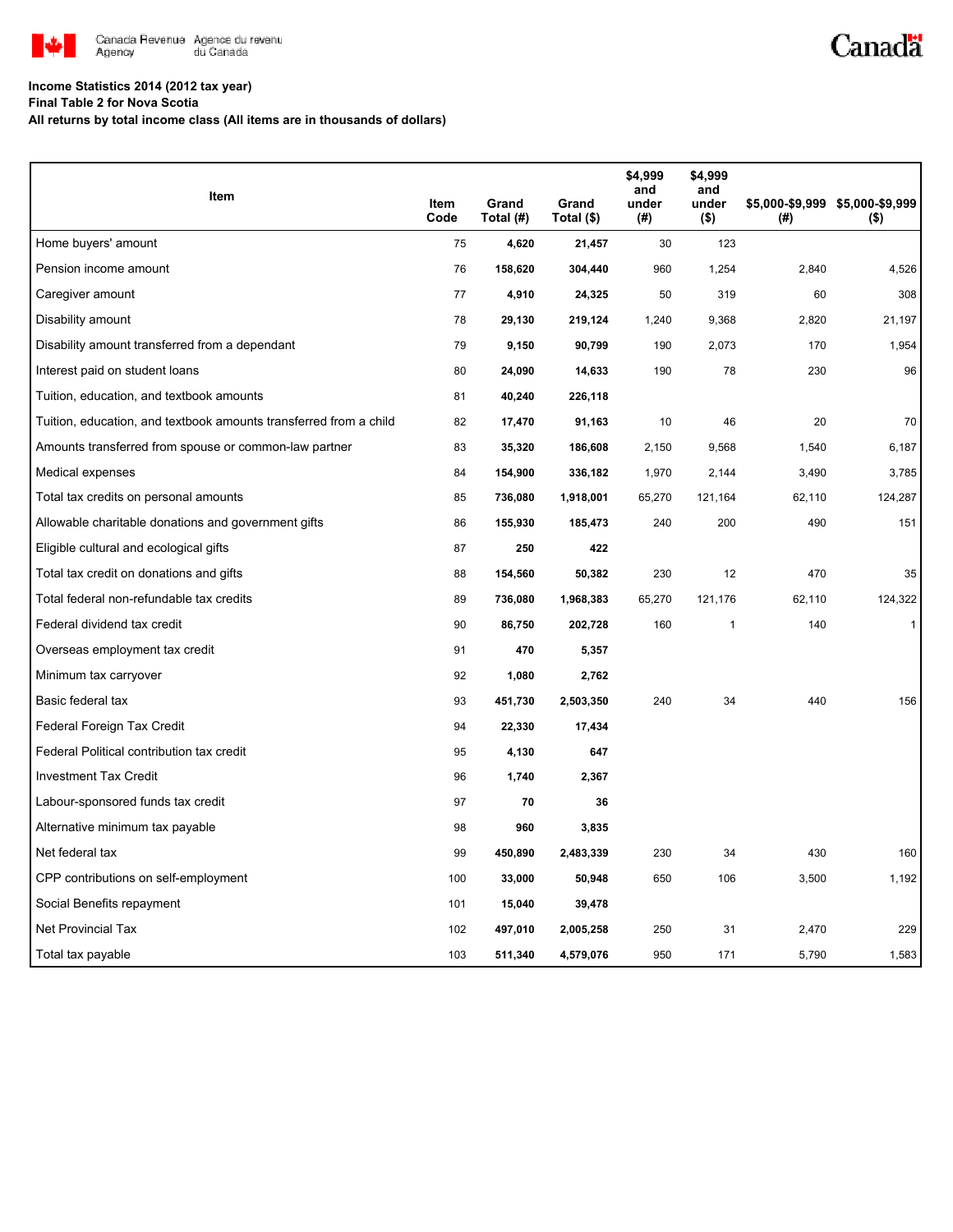**Income Statistics 2014 (2012 tax year)**
**Final Table 2 for Nova Scotia**
**All returns by total income class (All items are in thousands of dollars)**

| Item | Item Code | Grand Total (#) | Grand Total ($) | $4,999 and under (#) | $4,999 and under ($) | $5,000-$9,999 (#) | $5,000-$9,999 ($) |
|---|---|---|---|---|---|---|---|
| Home buyers' amount | 75 | **4,620** | **21,457** | 30 | 123 | | |
| Pension income amount | 76 | **158,620** | **304,440** | 960 | 1,254 | 2,840 | 4,526 |
| Caregiver amount | 77 | **4,910** | **24,325** | 50 | 319 | 60 | 308 |
| Disability amount | 78 | **29,130** | **219,124** | 1,240 | 9,368 | 2,820 | 21,197 |
| Disability amount transferred from a dependant | 79 | **9,150** | **90,799** | 190 | 2,073 | 170 | 1,954 |
| Interest paid on student loans | 80 | **24,090** | **14,633** | 190 | 78 | 230 | 96 |
| Tuition, education, and textbook amounts | 81 | **40,240** | **226,118** | | | | |
| Tuition, education, and textbook amounts transferred from a child | 82 | **17,470** | **91,163** | 10 | 46 | 20 | 70 |
| Amounts transferred from spouse or common-law partner | 83 | **35,320** | **186,608** | 2,150 | 9,568 | 1,540 | 6,187 |
| Medical expenses | 84 | **154,900** | **336,182** | 1,970 | 2,144 | 3,490 | 3,785 |
| Total tax credits on personal amounts | 85 | **736,080** | **1,918,001** | 65,270 | 121,164 | 62,110 | 124,287 |
| Allowable charitable donations and government gifts | 86 | **155,930** | **185,473** | 240 | 200 | 490 | 151 |
| Eligible cultural and ecological gifts | 87 | **250** | **422** | | | | |
| Total tax credit on donations and gifts | 88 | **154,560** | **50,382** | 230 | 12 | 470 | 35 |
| Total federal non-refundable tax credits | 89 | **736,080** | **1,968,383** | 65,270 | 121,176 | 62,110 | 124,322 |
| Federal dividend tax credit | 90 | **86,750** | **202,728** | 160 | 1 | 140 | 1 |
| Overseas employment tax credit | 91 | **470** | **5,357** | | | | |
| Minimum tax carryover | 92 | **1,080** | **2,762** | | | | |
| Basic federal tax | 93 | **451,730** | **2,503,350** | 240 | 34 | 440 | 156 |
| Federal Foreign Tax Credit | 94 | **22,330** | **17,434** | | | | |
| Federal Political contribution tax credit | 95 | **4,130** | **647** | | | | |
| Investment Tax Credit | 96 | **1,740** | **2,367** | | | | |
| Labour-sponsored funds tax credit | 97 | **70** | **36** | | | | |
| Alternative minimum tax payable | 98 | **960** | **3,835** | | | | |
| Net federal tax | 99 | **450,890** | **2,483,339** | 230 | 34 | 430 | 160 |
| CPP contributions on self-employment | 100 | **33,000** | **50,948** | 650 | 106 | 3,500 | 1,192 |
| Social Benefits repayment | 101 | **15,040** | **39,478** | | | | |
| Net Provincial Tax | 102 | **497,010** | **2,005,258** | 250 | 31 | 2,470 | 229 |
| Total tax payable | 103 | **511,340** | **4,579,076** | 950 | 171 | 5,790 | 1,583 |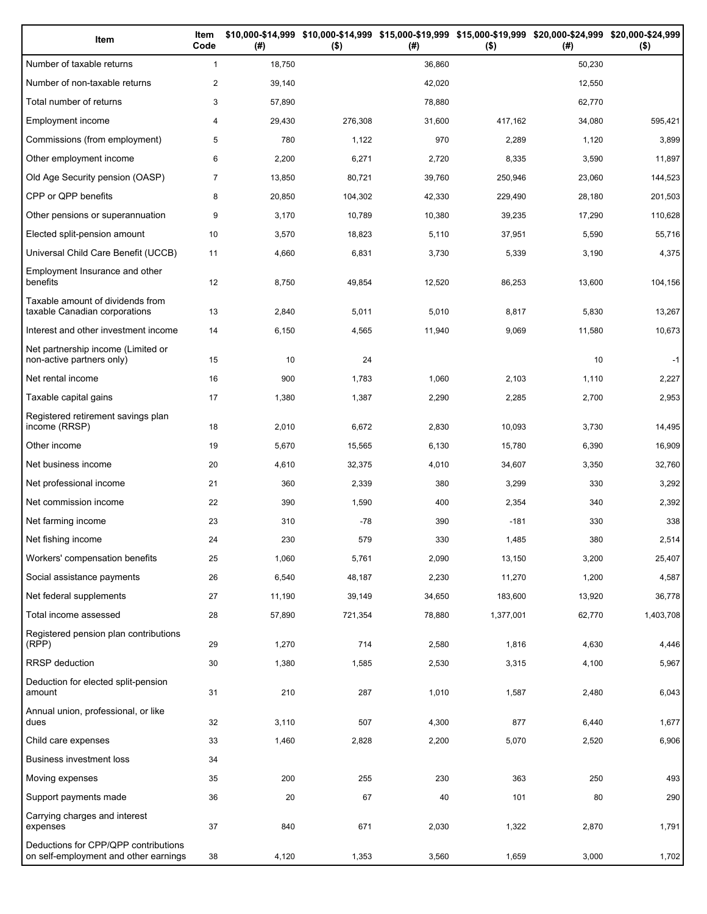| Item | Item Code | $10,000-$14,999 (#) | $10,000-$14,999 ($) | $15,000-$19,999 (#) | $15,000-$19,999 ($) | $20,000-$24,999 (#) | $20,000-$24,999 ($) |
|---|---|---|---|---|---|---|---|
| Number of taxable returns | 1 | 18,750 | | 36,860 | | 50,230 | |
| Number of non-taxable returns | 2 | 39,140 | | 42,020 | | 12,550 | |
| Total number of returns | 3 | 57,890 | | 78,880 | | 62,770 | |
| Employment income | 4 | 29,430 | 276,308 | 31,600 | 417,162 | 34,080 | 595,421 |
| Commissions (from employment) | 5 | 780 | 1,122 | 970 | 2,289 | 1,120 | 3,899 |
| Other employment income | 6 | 2,200 | 6,271 | 2,720 | 8,335 | 3,590 | 11,897 |
| Old Age Security pension (OASP) | 7 | 13,850 | 80,721 | 39,760 | 250,946 | 23,060 | 144,523 |
| CPP or QPP benefits | 8 | 20,850 | 104,302 | 42,330 | 229,490 | 28,180 | 201,503 |
| Other pensions or superannuation | 9 | 3,170 | 10,789 | 10,380 | 39,235 | 17,290 | 110,628 |
| Elected split-pension amount | 10 | 3,570 | 18,823 | 5,110 | 37,951 | 5,590 | 55,716 |
| Universal Child Care Benefit (UCCB) | 11 | 4,660 | 6,831 | 3,730 | 5,339 | 3,190 | 4,375 |
| Employment Insurance and other benefits | 12 | 8,750 | 49,854 | 12,520 | 86,253 | 13,600 | 104,156 |
| Taxable amount of dividends from taxable Canadian corporations | 13 | 2,840 | 5,011 | 5,010 | 8,817 | 5,830 | 13,267 |
| Interest and other investment income | 14 | 6,150 | 4,565 | 11,940 | 9,069 | 11,580 | 10,673 |
| Net partnership income (Limited or non-active partners only) | 15 | 10 | 24 | | | 10 | -1 |
| Net rental income | 16 | 900 | 1,783 | 1,060 | 2,103 | 1,110 | 2,227 |
| Taxable capital gains | 17 | 1,380 | 1,387 | 2,290 | 2,285 | 2,700 | 2,953 |
| Registered retirement savings plan income (RRSP) | 18 | 2,010 | 6,672 | 2,830 | 10,093 | 3,730 | 14,495 |
| Other income | 19 | 5,670 | 15,565 | 6,130 | 15,780 | 6,390 | 16,909 |
| Net business income | 20 | 4,610 | 32,375 | 4,010 | 34,607 | 3,350 | 32,760 |
| Net professional income | 21 | 360 | 2,339 | 380 | 3,299 | 330 | 3,292 |
| Net commission income | 22 | 390 | 1,590 | 400 | 2,354 | 340 | 2,392 |
| Net farming income | 23 | 310 | -78 | 390 | -181 | 330 | 338 |
| Net fishing income | 24 | 230 | 579 | 330 | 1,485 | 380 | 2,514 |
| Workers' compensation benefits | 25 | 1,060 | 5,761 | 2,090 | 13,150 | 3,200 | 25,407 |
| Social assistance payments | 26 | 6,540 | 48,187 | 2,230 | 11,270 | 1,200 | 4,587 |
| Net federal supplements | 27 | 11,190 | 39,149 | 34,650 | 183,600 | 13,920 | 36,778 |
| Total income assessed | 28 | 57,890 | 721,354 | 78,880 | 1,377,001 | 62,770 | 1,403,708 |
| Registered pension plan contributions (RPP) | 29 | 1,270 | 714 | 2,580 | 1,816 | 4,630 | 4,446 |
| RRSP deduction | 30 | 1,380 | 1,585 | 2,530 | 3,315 | 4,100 | 5,967 |
| Deduction for elected split-pension amount | 31 | 210 | 287 | 1,010 | 1,587 | 2,480 | 6,043 |
| Annual union, professional, or like dues | 32 | 3,110 | 507 | 4,300 | 877 | 6,440 | 1,677 |
| Child care expenses | 33 | 1,460 | 2,828 | 2,200 | 5,070 | 2,520 | 6,906 |
| Business investment loss | 34 | | | | | | |
| Moving expenses | 35 | 200 | 255 | 230 | 363 | 250 | 493 |
| Support payments made | 36 | 20 | 67 | 40 | 101 | 80 | 290 |
| Carrying charges and interest expenses | 37 | 840 | 671 | 2,030 | 1,322 | 2,870 | 1,791 |
| Deductions for CPP/QPP contributions on self-employment and other earnings | 38 | 4,120 | 1,353 | 3,560 | 1,659 | 3,000 | 1,702 |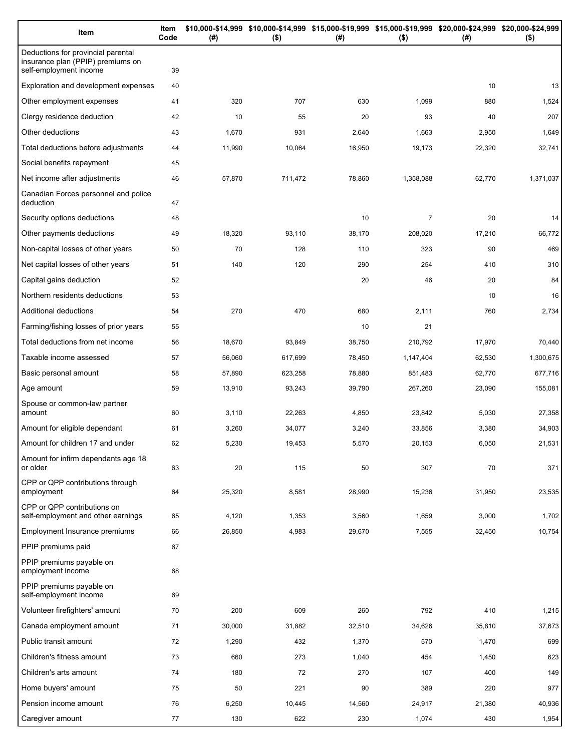| Item | Item Code | $10,000-$14,999 (#) | $10,000-$14,999 ($) | $15,000-$19,999 (#) | $15,000-$19,999 ($) | $20,000-$24,999 (#) | $20,000-$24,999 ($) |
|---|---|---|---|---|---|---|---|
| Deductions for provincial parental insurance plan (PPIP) premiums on self-employment income | 39 | | | | | | |
| Exploration and development expenses | 40 | | | | | 10 | 13 |
| Other employment expenses | 41 | 320 | 707 | 630 | 1,099 | 880 | 1,524 |
| Clergy residence deduction | 42 | 10 | 55 | 20 | 93 | 40 | 207 |
| Other deductions | 43 | 1,670 | 931 | 2,640 | 1,663 | 2,950 | 1,649 |
| Total deductions before adjustments | 44 | 11,990 | 10,064 | 16,950 | 19,173 | 22,320 | 32,741 |
| Social benefits repayment | 45 | | | | | | |
| Net income after adjustments | 46 | 57,870 | 711,472 | 78,860 | 1,358,088 | 62,770 | 1,371,037 |
| Canadian Forces personnel and police deduction | 47 | | | | | | |
| Security options deductions | 48 | | | 10 | 7 | 20 | 14 |
| Other payments deductions | 49 | 18,320 | 93,110 | 38,170 | 208,020 | 17,210 | 66,772 |
| Non-capital losses of other years | 50 | 70 | 128 | 110 | 323 | 90 | 469 |
| Net capital losses of other years | 51 | 140 | 120 | 290 | 254 | 410 | 310 |
| Capital gains deduction | 52 | | | 20 | 46 | 20 | 84 |
| Northern residents deductions | 53 | | | | | 10 | 16 |
| Additional deductions | 54 | 270 | 470 | 680 | 2,111 | 760 | 2,734 |
| Farming/fishing losses of prior years | 55 | | | 10 | 21 | | |
| Total deductions from net income | 56 | 18,670 | 93,849 | 38,750 | 210,792 | 17,970 | 70,440 |
| Taxable income assessed | 57 | 56,060 | 617,699 | 78,450 | 1,147,404 | 62,530 | 1,300,675 |
| Basic personal amount | 58 | 57,890 | 623,258 | 78,880 | 851,483 | 62,770 | 677,716 |
| Age amount | 59 | 13,910 | 93,243 | 39,790 | 267,260 | 23,090 | 155,081 |
| Spouse or common-law partner amount | 60 | 3,110 | 22,263 | 4,850 | 23,842 | 5,030 | 27,358 |
| Amount for eligible dependant | 61 | 3,260 | 34,077 | 3,240 | 33,856 | 3,380 | 34,903 |
| Amount for children 17 and under | 62 | 5,230 | 19,453 | 5,570 | 20,153 | 6,050 | 21,531 |
| Amount for infirm dependants age 18 or older | 63 | 20 | 115 | 50 | 307 | 70 | 371 |
| CPP or QPP contributions through employment | 64 | 25,320 | 8,581 | 28,990 | 15,236 | 31,950 | 23,535 |
| CPP or QPP contributions on self-employment and other earnings | 65 | 4,120 | 1,353 | 3,560 | 1,659 | 3,000 | 1,702 |
| Employment Insurance premiums | 66 | 26,850 | 4,983 | 29,670 | 7,555 | 32,450 | 10,754 |
| PPIP premiums paid | 67 | | | | | | |
| PPIP premiums payable on employment income | 68 | | | | | | |
| PPIP premiums payable on self-employment income | 69 | | | | | | |
| Volunteer firefighters' amount | 70 | 200 | 609 | 260 | 792 | 410 | 1,215 |
| Canada employment amount | 71 | 30,000 | 31,882 | 32,510 | 34,626 | 35,810 | 37,673 |
| Public transit amount | 72 | 1,290 | 432 | 1,370 | 570 | 1,470 | 699 |
| Children's fitness amount | 73 | 660 | 273 | 1,040 | 454 | 1,450 | 623 |
| Children's arts amount | 74 | 180 | 72 | 270 | 107 | 400 | 149 |
| Home buyers' amount | 75 | 50 | 221 | 90 | 389 | 220 | 977 |
| Pension income amount | 76 | 6,250 | 10,445 | 14,560 | 24,917 | 21,380 | 40,936 |
| Caregiver amount | 77 | 130 | 622 | 230 | 1,074 | 430 | 1,954 |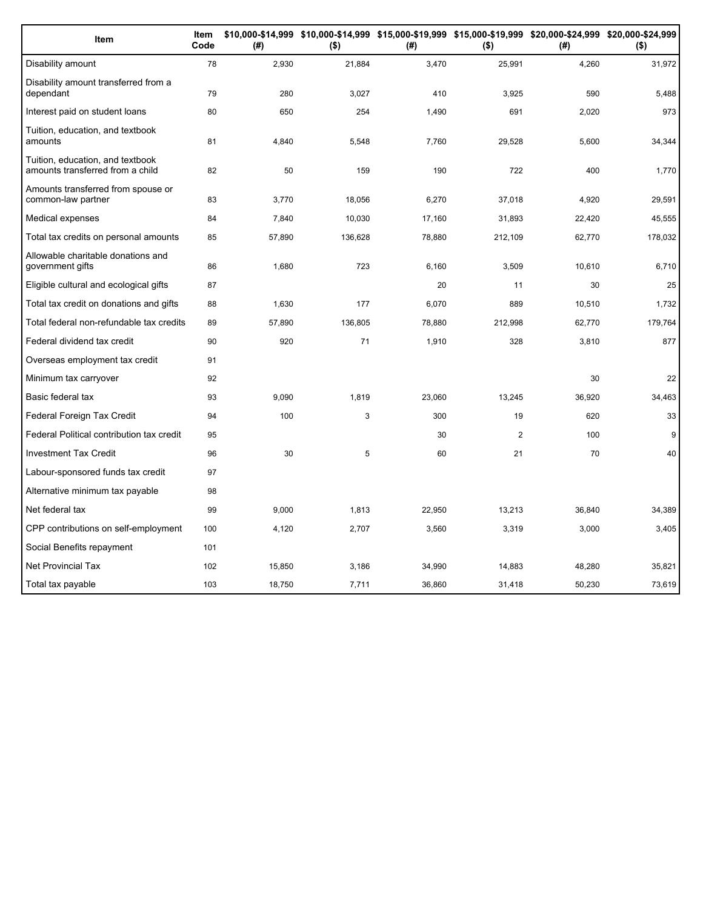| Item | Item Code | $10,000-$14,999 (#) | $10,000-$14,999 ($) | $15,000-$19,999 (#) | $15,000-$19,999 ($) | $20,000-$24,999 (#) | $20,000-$24,999 ($) |
|---|---|---|---|---|---|---|---|
| Disability amount | 78 | 2,930 | 21,884 | 3,470 | 25,991 | 4,260 | 31,972 |
| Disability amount transferred from a dependant | 79 | 280 | 3,027 | 410 | 3,925 | 590 | 5,488 |
| Interest paid on student loans | 80 | 650 | 254 | 1,490 | 691 | 2,020 | 973 |
| Tuition, education, and textbook amounts | 81 | 4,840 | 5,548 | 7,760 | 29,528 | 5,600 | 34,344 |
| Tuition, education, and textbook amounts transferred from a child | 82 | 50 | 159 | 190 | 722 | 400 | 1,770 |
| Amounts transferred from spouse or common-law partner | 83 | 3,770 | 18,056 | 6,270 | 37,018 | 4,920 | 29,591 |
| Medical expenses | 84 | 7,840 | 10,030 | 17,160 | 31,893 | 22,420 | 45,555 |
| Total tax credits on personal amounts | 85 | 57,890 | 136,628 | 78,880 | 212,109 | 62,770 | 178,032 |
| Allowable charitable donations and government gifts | 86 | 1,680 | 723 | 6,160 | 3,509 | 10,610 | 6,710 |
| Eligible cultural and ecological gifts | 87 | | | 20 | 11 | 30 | 25 |
| Total tax credit on donations and gifts | 88 | 1,630 | 177 | 6,070 | 889 | 10,510 | 1,732 |
| Total federal non-refundable tax credits | 89 | 57,890 | 136,805 | 78,880 | 212,998 | 62,770 | 179,764 |
| Federal dividend tax credit | 90 | 920 | 71 | 1,910 | 328 | 3,810 | 877 |
| Overseas employment tax credit | 91 | | | | | | |
| Minimum tax carryover | 92 | | | | | 30 | 22 |
| Basic federal tax | 93 | 9,090 | 1,819 | 23,060 | 13,245 | 36,920 | 34,463 |
| Federal Foreign Tax Credit | 94 | 100 | 3 | 300 | 19 | 620 | 33 |
| Federal Political contribution tax credit | 95 | | | 30 | 2 | 100 | 9 |
| Investment Tax Credit | 96 | 30 | 5 | 60 | 21 | 70 | 40 |
| Labour-sponsored funds tax credit | 97 | | | | | | |
| Alternative minimum tax payable | 98 | | | | | | |
| Net federal tax | 99 | 9,000 | 1,813 | 22,950 | 13,213 | 36,840 | 34,389 |
| CPP contributions on self-employment | 100 | 4,120 | 2,707 | 3,560 | 3,319 | 3,000 | 3,405 |
| Social Benefits repayment | 101 | | | | | | |
| Net Provincial Tax | 102 | 15,850 | 3,186 | 34,990 | 14,883 | 48,280 | 35,821 |
| Total tax payable | 103 | 18,750 | 7,711 | 36,860 | 31,418 | 50,230 | 73,619 |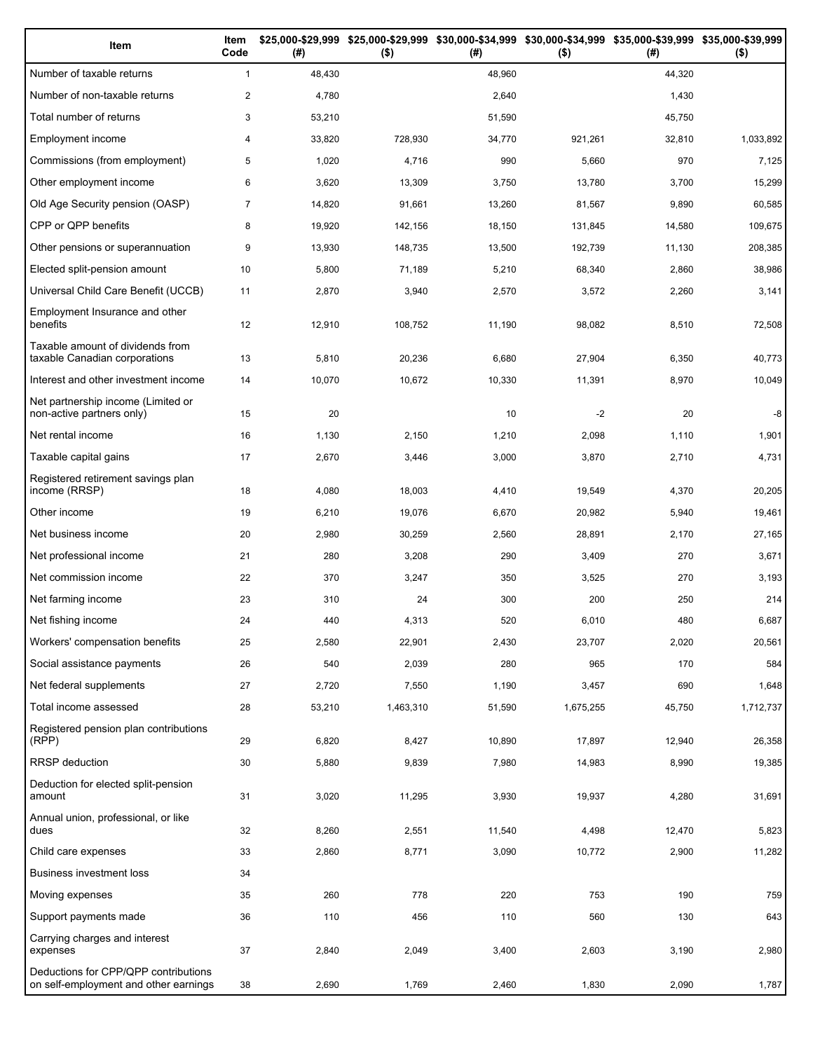| Item | Item Code | $25,000-$29,999 (#) | $25,000-$29,999 ($) | $30,000-$34,999 (#) | $30,000-$34,999 ($) | $35,000-$39,999 (#) | $35,000-$39,999 ($) |
|---|---|---|---|---|---|---|---|
| Number of taxable returns | 1 | 48,430 | | 48,960 | | 44,320 | |
| Number of non-taxable returns | 2 | 4,780 | | 2,640 | | 1,430 | |
| Total number of returns | 3 | 53,210 | | 51,590 | | 45,750 | |
| Employment income | 4 | 33,820 | 728,930 | 34,770 | 921,261 | 32,810 | 1,033,892 |
| Commissions (from employment) | 5 | 1,020 | 4,716 | 990 | 5,660 | 970 | 7,125 |
| Other employment income | 6 | 3,620 | 13,309 | 3,750 | 13,780 | 3,700 | 15,299 |
| Old Age Security pension (OASP) | 7 | 14,820 | 91,661 | 13,260 | 81,567 | 9,890 | 60,585 |
| CPP or QPP benefits | 8 | 19,920 | 142,156 | 18,150 | 131,845 | 14,580 | 109,675 |
| Other pensions or superannuation | 9 | 13,930 | 148,735 | 13,500 | 192,739 | 11,130 | 208,385 |
| Elected split-pension amount | 10 | 5,800 | 71,189 | 5,210 | 68,340 | 2,860 | 38,986 |
| Universal Child Care Benefit (UCCB) | 11 | 2,870 | 3,940 | 2,570 | 3,572 | 2,260 | 3,141 |
| Employment Insurance and other benefits | 12 | 12,910 | 108,752 | 11,190 | 98,082 | 8,510 | 72,508 |
| Taxable amount of dividends from taxable Canadian corporations | 13 | 5,810 | 20,236 | 6,680 | 27,904 | 6,350 | 40,773 |
| Interest and other investment income | 14 | 10,070 | 10,672 | 10,330 | 11,391 | 8,970 | 10,049 |
| Net partnership income (Limited or non-active partners only) | 15 | 20 | | 10 | -2 | 20 | -8 |
| Net rental income | 16 | 1,130 | 2,150 | 1,210 | 2,098 | 1,110 | 1,901 |
| Taxable capital gains | 17 | 2,670 | 3,446 | 3,000 | 3,870 | 2,710 | 4,731 |
| Registered retirement savings plan income (RRSP) | 18 | 4,080 | 18,003 | 4,410 | 19,549 | 4,370 | 20,205 |
| Other income | 19 | 6,210 | 19,076 | 6,670 | 20,982 | 5,940 | 19,461 |
| Net business income | 20 | 2,980 | 30,259 | 2,560 | 28,891 | 2,170 | 27,165 |
| Net professional income | 21 | 280 | 3,208 | 290 | 3,409 | 270 | 3,671 |
| Net commission income | 22 | 370 | 3,247 | 350 | 3,525 | 270 | 3,193 |
| Net farming income | 23 | 310 | 24 | 300 | 200 | 250 | 214 |
| Net fishing income | 24 | 440 | 4,313 | 520 | 6,010 | 480 | 6,687 |
| Workers' compensation benefits | 25 | 2,580 | 22,901 | 2,430 | 23,707 | 2,020 | 20,561 |
| Social assistance payments | 26 | 540 | 2,039 | 280 | 965 | 170 | 584 |
| Net federal supplements | 27 | 2,720 | 7,550 | 1,190 | 3,457 | 690 | 1,648 |
| Total income assessed | 28 | 53,210 | 1,463,310 | 51,590 | 1,675,255 | 45,750 | 1,712,737 |
| Registered pension plan contributions (RPP) | 29 | 6,820 | 8,427 | 10,890 | 17,897 | 12,940 | 26,358 |
| RRSP deduction | 30 | 5,880 | 9,839 | 7,980 | 14,983 | 8,990 | 19,385 |
| Deduction for elected split-pension amount | 31 | 3,020 | 11,295 | 3,930 | 19,937 | 4,280 | 31,691 |
| Annual union, professional, or like dues | 32 | 8,260 | 2,551 | 11,540 | 4,498 | 12,470 | 5,823 |
| Child care expenses | 33 | 2,860 | 8,771 | 3,090 | 10,772 | 2,900 | 11,282 |
| Business investment loss | 34 | | | | | | |
| Moving expenses | 35 | 260 | 778 | 220 | 753 | 190 | 759 |
| Support payments made | 36 | 110 | 456 | 110 | 560 | 130 | 643 |
| Carrying charges and interest expenses | 37 | 2,840 | 2,049 | 3,400 | 2,603 | 3,190 | 2,980 |
| Deductions for CPP/QPP contributions on self-employment and other earnings | 38 | 2,690 | 1,769 | 2,460 | 1,830 | 2,090 | 1,787 |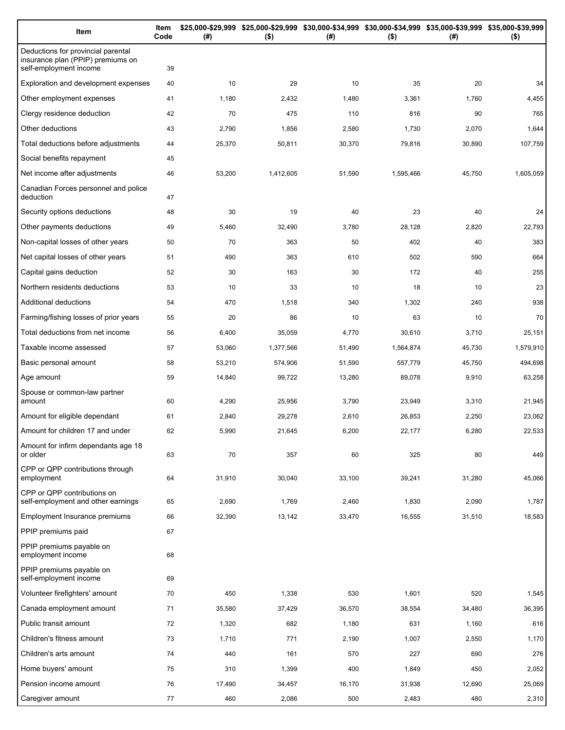| Item | Item Code | $25,000-$29,999 (#) | $25,000-$29,999 ($) | $30,000-$34,999 (#) | $30,000-$34,999 ($) | $35,000-$39,999 (#) | $35,000-$39,999 ($) |
|---|---|---|---|---|---|---|---|
| Deductions for provincial parental insurance plan (PPIP) premiums on self-employment income | 39 | | | | | | |
| Exploration and development expenses | 40 | 10 | 29 | 10 | 35 | 20 | 34 |
| Other employment expenses | 41 | 1,180 | 2,432 | 1,480 | 3,361 | 1,760 | 4,455 |
| Clergy residence deduction | 42 | 70 | 475 | 110 | 816 | 90 | 765 |
| Other deductions | 43 | 2,790 | 1,856 | 2,580 | 1,730 | 2,070 | 1,644 |
| Total deductions before adjustments | 44 | 25,370 | 50,811 | 30,370 | 79,816 | 30,890 | 107,759 |
| Social benefits repayment | 45 | | | | | | |
| Net income after adjustments | 46 | 53,200 | 1,412,605 | 51,590 | 1,595,466 | 45,750 | 1,605,059 |
| Canadian Forces personnel and police deduction | 47 | | | | | | |
| Security options deductions | 48 | 30 | 19 | 40 | 23 | 40 | 24 |
| Other payments deductions | 49 | 5,460 | 32,490 | 3,780 | 28,128 | 2,820 | 22,793 |
| Non-capital losses of other years | 50 | 70 | 363 | 50 | 402 | 40 | 383 |
| Net capital losses of other years | 51 | 490 | 363 | 610 | 502 | 590 | 664 |
| Capital gains deduction | 52 | 30 | 163 | 30 | 172 | 40 | 255 |
| Northern residents deductions | 53 | 10 | 33 | 10 | 18 | 10 | 23 |
| Additional deductions | 54 | 470 | 1,518 | 340 | 1,302 | 240 | 938 |
| Farming/fishing losses of prior years | 55 | 20 | 86 | 10 | 63 | 10 | 70 |
| Total deductions from net income | 56 | 6,400 | 35,059 | 4,770 | 30,610 | 3,710 | 25,151 |
| Taxable income assessed | 57 | 53,060 | 1,377,566 | 51,490 | 1,564,874 | 45,730 | 1,579,910 |
| Basic personal amount | 58 | 53,210 | 574,906 | 51,590 | 557,779 | 45,750 | 494,698 |
| Age amount | 59 | 14,840 | 99,722 | 13,280 | 89,078 | 9,910 | 63,258 |
| Spouse or common-law partner amount | 60 | 4,290 | 25,956 | 3,790 | 23,949 | 3,310 | 21,945 |
| Amount for eligible dependant | 61 | 2,840 | 29,278 | 2,610 | 26,853 | 2,250 | 23,062 |
| Amount for children 17 and under | 62 | 5,990 | 21,645 | 6,200 | 22,177 | 6,280 | 22,533 |
| Amount for infirm dependants age 18 or older | 63 | 70 | 357 | 60 | 325 | 80 | 449 |
| CPP or QPP contributions through employment | 64 | 31,910 | 30,040 | 33,100 | 39,241 | 31,280 | 45,066 |
| CPP or QPP contributions on self-employment and other earnings | 65 | 2,690 | 1,769 | 2,460 | 1,830 | 2,090 | 1,787 |
| Employment Insurance premiums | 66 | 32,390 | 13,142 | 33,470 | 16,555 | 31,510 | 18,583 |
| PPIP premiums paid | 67 | | | | | | |
| PPIP premiums payable on employment income | 68 | | | | | | |
| PPIP premiums payable on self-employment income | 69 | | | | | | |
| Volunteer firefighters' amount | 70 | 450 | 1,338 | 530 | 1,601 | 520 | 1,545 |
| Canada employment amount | 71 | 35,580 | 37,429 | 36,570 | 38,554 | 34,480 | 36,395 |
| Public transit amount | 72 | 1,320 | 682 | 1,180 | 631 | 1,160 | 616 |
| Children's fitness amount | 73 | 1,710 | 771 | 2,190 | 1,007 | 2,550 | 1,170 |
| Children's arts amount | 74 | 440 | 161 | 570 | 227 | 690 | 276 |
| Home buyers' amount | 75 | 310 | 1,399 | 400 | 1,849 | 450 | 2,052 |
| Pension income amount | 76 | 17,490 | 34,457 | 16,170 | 31,938 | 12,690 | 25,069 |
| Caregiver amount | 77 | 460 | 2,086 | 500 | 2,483 | 480 | 2,310 |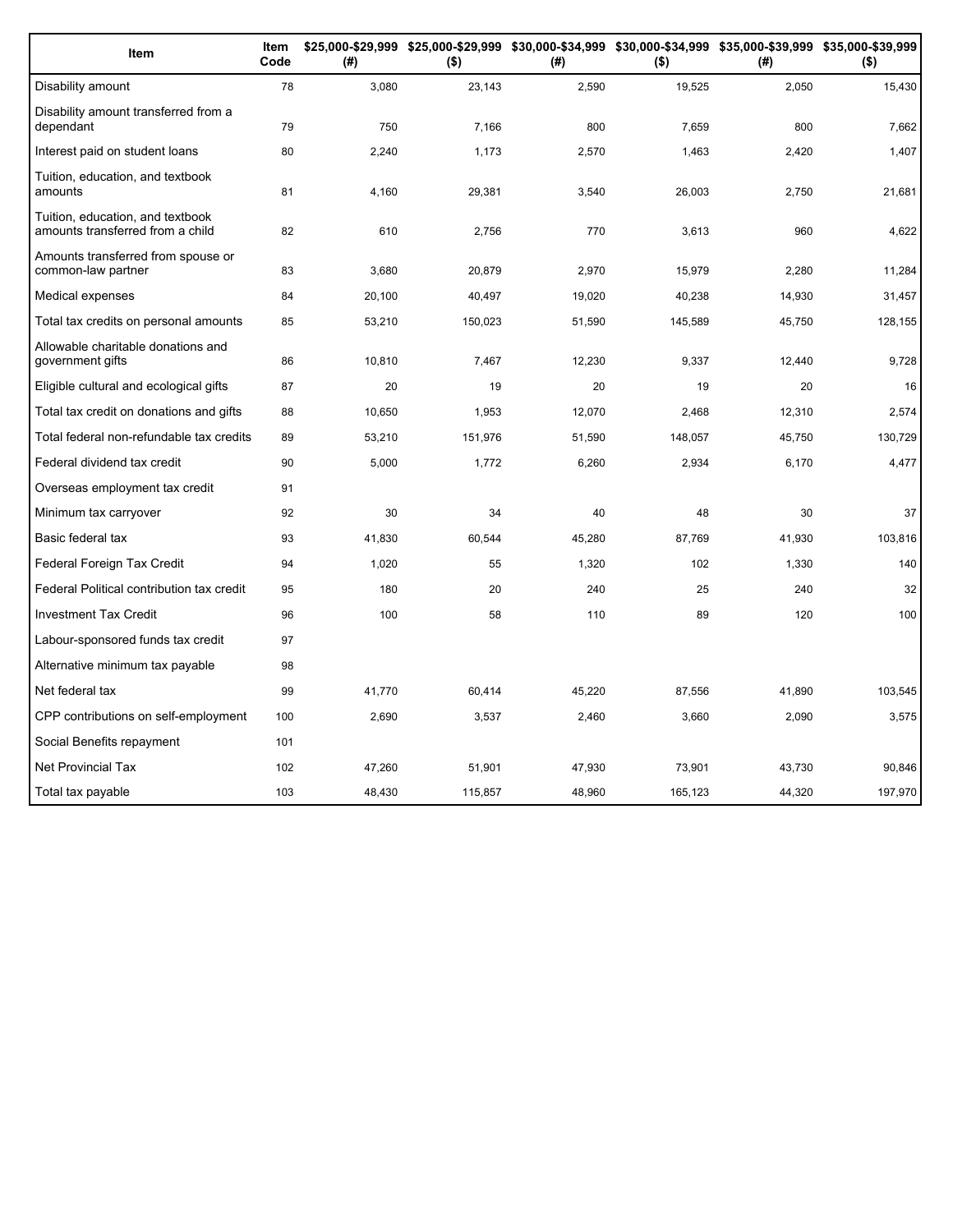| Item | Item Code | $25,000-$29,999 (#) | $25,000-$29,999 ($) | $30,000-$34,999 (#) | $30,000-$34,999 ($) | $35,000-$39,999 (#) | $35,000-$39,999 ($) |
|---|---|---|---|---|---|---|---|
| Disability amount | 78 | 3,080 | 23,143 | 2,590 | 19,525 | 2,050 | 15,430 |
| Disability amount transferred from a dependant | 79 | 750 | 7,166 | 800 | 7,659 | 800 | 7,662 |
| Interest paid on student loans | 80 | 2,240 | 1,173 | 2,570 | 1,463 | 2,420 | 1,407 |
| Tuition, education, and textbook amounts | 81 | 4,160 | 29,381 | 3,540 | 26,003 | 2,750 | 21,681 |
| Tuition, education, and textbook amounts transferred from a child | 82 | 610 | 2,756 | 770 | 3,613 | 960 | 4,622 |
| Amounts transferred from spouse or common-law partner | 83 | 3,680 | 20,879 | 2,970 | 15,979 | 2,280 | 11,284 |
| Medical expenses | 84 | 20,100 | 40,497 | 19,020 | 40,238 | 14,930 | 31,457 |
| Total tax credits on personal amounts | 85 | 53,210 | 150,023 | 51,590 | 145,589 | 45,750 | 128,155 |
| Allowable charitable donations and government gifts | 86 | 10,810 | 7,467 | 12,230 | 9,337 | 12,440 | 9,728 |
| Eligible cultural and ecological gifts | 87 | 20 | 19 | 20 | 19 | 20 | 16 |
| Total tax credit on donations and gifts | 88 | 10,650 | 1,953 | 12,070 | 2,468 | 12,310 | 2,574 |
| Total federal non-refundable tax credits | 89 | 53,210 | 151,976 | 51,590 | 148,057 | 45,750 | 130,729 |
| Federal dividend tax credit | 90 | 5,000 | 1,772 | 6,260 | 2,934 | 6,170 | 4,477 |
| Overseas employment tax credit | 91 | | | | | | |
| Minimum tax carryover | 92 | 30 | 34 | 40 | 48 | 30 | 37 |
| Basic federal tax | 93 | 41,830 | 60,544 | 45,280 | 87,769 | 41,930 | 103,816 |
| Federal Foreign Tax Credit | 94 | 1,020 | 55 | 1,320 | 102 | 1,330 | 140 |
| Federal Political contribution tax credit | 95 | 180 | 20 | 240 | 25 | 240 | 32 |
| Investment Tax Credit | 96 | 100 | 58 | 110 | 89 | 120 | 100 |
| Labour-sponsored funds tax credit | 97 | | | | | | |
| Alternative minimum tax payable | 98 | | | | | | |
| Net federal tax | 99 | 41,770 | 60,414 | 45,220 | 87,556 | 41,890 | 103,545 |
| CPP contributions on self-employment | 100 | 2,690 | 3,537 | 2,460 | 3,660 | 2,090 | 3,575 |
| Social Benefits repayment | 101 | | | | | | |
| Net Provincial Tax | 102 | 47,260 | 51,901 | 47,930 | 73,901 | 43,730 | 90,846 |
| Total tax payable | 103 | 48,430 | 115,857 | 48,960 | 165,123 | 44,320 | 197,970 |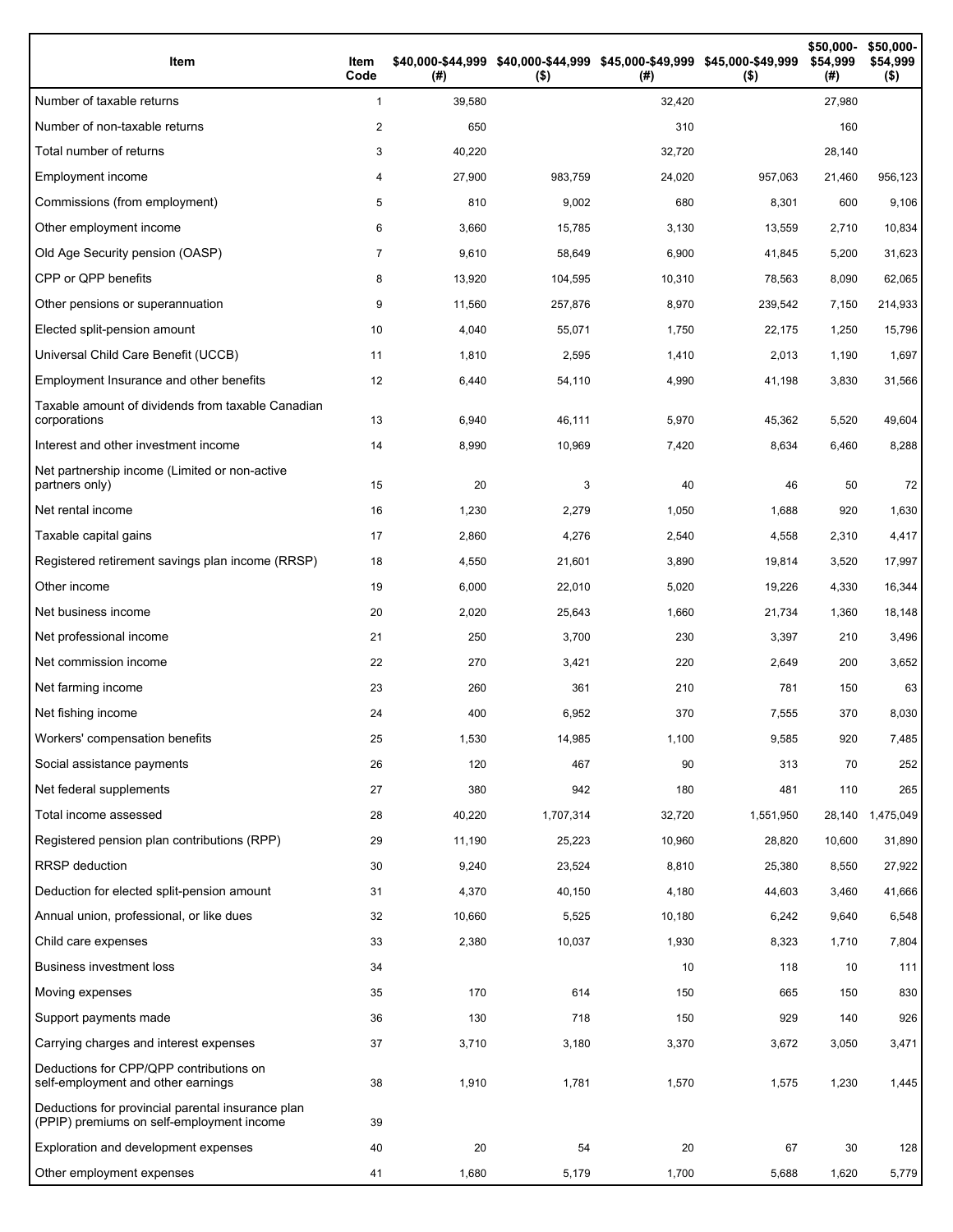| Item | Item Code | $40,000-$44,999 (#) | $40,000-$44,999 ($) | $45,000-$49,999 (#) | $45,000-$49,999 ($) | $50,000-$54,999 (#) | $50,000-$54,999 ($) |
|---|---|---|---|---|---|---|---|
| Number of taxable returns | 1 | 39,580 | | 32,420 | | 27,980 | |
| Number of non-taxable returns | 2 | 650 | | 310 | | 160 | |
| Total number of returns | 3 | 40,220 | | 32,720 | | 28,140 | |
| Employment income | 4 | 27,900 | 983,759 | 24,020 | 957,063 | 21,460 | 956,123 |
| Commissions (from employment) | 5 | 810 | 9,002 | 680 | 8,301 | 600 | 9,106 |
| Other employment income | 6 | 3,660 | 15,785 | 3,130 | 13,559 | 2,710 | 10,834 |
| Old Age Security pension (OASP) | 7 | 9,610 | 58,649 | 6,900 | 41,845 | 5,200 | 31,623 |
| CPP or QPP benefits | 8 | 13,920 | 104,595 | 10,310 | 78,563 | 8,090 | 62,065 |
| Other pensions or superannuation | 9 | 11,560 | 257,876 | 8,970 | 239,542 | 7,150 | 214,933 |
| Elected split-pension amount | 10 | 4,040 | 55,071 | 1,750 | 22,175 | 1,250 | 15,796 |
| Universal Child Care Benefit (UCCB) | 11 | 1,810 | 2,595 | 1,410 | 2,013 | 1,190 | 1,697 |
| Employment Insurance and other benefits | 12 | 6,440 | 54,110 | 4,990 | 41,198 | 3,830 | 31,566 |
| Taxable amount of dividends from taxable Canadian corporations | 13 | 6,940 | 46,111 | 5,970 | 45,362 | 5,520 | 49,604 |
| Interest and other investment income | 14 | 8,990 | 10,969 | 7,420 | 8,634 | 6,460 | 8,288 |
| Net partnership income (Limited or non-active partners only) | 15 | 20 | 3 | 40 | 46 | 50 | 72 |
| Net rental income | 16 | 1,230 | 2,279 | 1,050 | 1,688 | 920 | 1,630 |
| Taxable capital gains | 17 | 2,860 | 4,276 | 2,540 | 4,558 | 2,310 | 4,417 |
| Registered retirement savings plan income (RRSP) | 18 | 4,550 | 21,601 | 3,890 | 19,814 | 3,520 | 17,997 |
| Other income | 19 | 6,000 | 22,010 | 5,020 | 19,226 | 4,330 | 16,344 |
| Net business income | 20 | 2,020 | 25,643 | 1,660 | 21,734 | 1,360 | 18,148 |
| Net professional income | 21 | 250 | 3,700 | 230 | 3,397 | 210 | 3,496 |
| Net commission income | 22 | 270 | 3,421 | 220 | 2,649 | 200 | 3,652 |
| Net farming income | 23 | 260 | 361 | 210 | 781 | 150 | 63 |
| Net fishing income | 24 | 400 | 6,952 | 370 | 7,555 | 370 | 8,030 |
| Workers' compensation benefits | 25 | 1,530 | 14,985 | 1,100 | 9,585 | 920 | 7,485 |
| Social assistance payments | 26 | 120 | 467 | 90 | 313 | 70 | 252 |
| Net federal supplements | 27 | 380 | 942 | 180 | 481 | 110 | 265 |
| Total income assessed | 28 | 40,220 | 1,707,314 | 32,720 | 1,551,950 | 28,140 | 1,475,049 |
| Registered pension plan contributions (RPP) | 29 | 11,190 | 25,223 | 10,960 | 28,820 | 10,600 | 31,890 |
| RRSP deduction | 30 | 9,240 | 23,524 | 8,810 | 25,380 | 8,550 | 27,922 |
| Deduction for elected split-pension amount | 31 | 4,370 | 40,150 | 4,180 | 44,603 | 3,460 | 41,666 |
| Annual union, professional, or like dues | 32 | 10,660 | 5,525 | 10,180 | 6,242 | 9,640 | 6,548 |
| Child care expenses | 33 | 2,380 | 10,037 | 1,930 | 8,323 | 1,710 | 7,804 |
| Business investment loss | 34 | | | 10 | 118 | 10 | 111 |
| Moving expenses | 35 | 170 | 614 | 150 | 665 | 150 | 830 |
| Support payments made | 36 | 130 | 718 | 150 | 929 | 140 | 926 |
| Carrying charges and interest expenses | 37 | 3,710 | 3,180 | 3,370 | 3,672 | 3,050 | 3,471 |
| Deductions for CPP/QPP contributions on self-employment and other earnings | 38 | 1,910 | 1,781 | 1,570 | 1,575 | 1,230 | 1,445 |
| Deductions for provincial parental insurance plan (PPIP) premiums on self-employment income | 39 | | | | | | |
| Exploration and development expenses | 40 | 20 | 54 | 20 | 67 | 30 | 128 |
| Other employment expenses | 41 | 1,680 | 5,179 | 1,700 | 5,688 | 1,620 | 5,779 |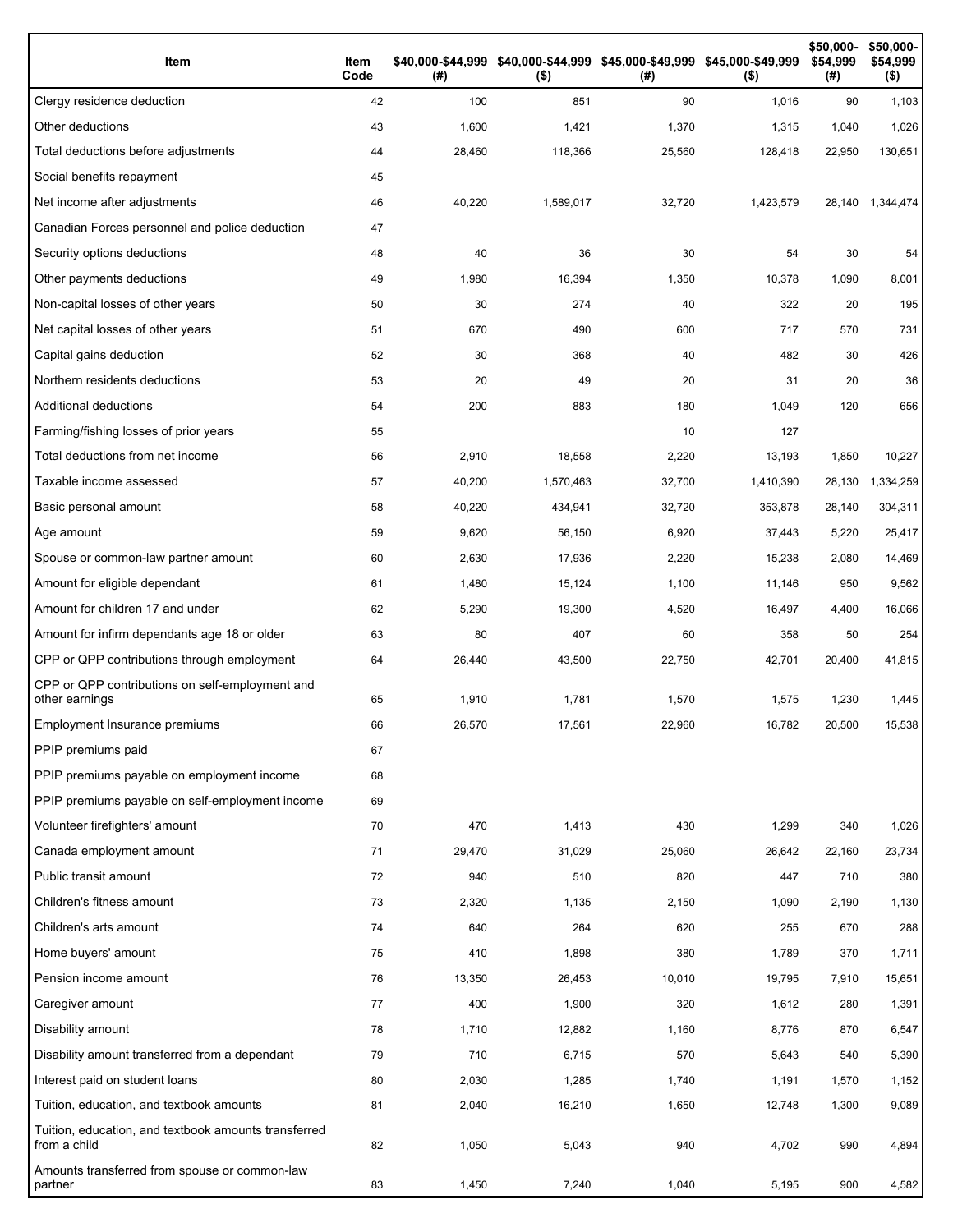| Item | Item Code | $40,000-$44,999 (#) | $40,000-$44,999 ($) | $45,000-$49,999 (#) | $45,000-$49,999 ($) | $50,000-$54,999 (#) | $50,000-$54,999 ($) |
|---|---|---|---|---|---|---|---|
| Clergy residence deduction | 42 | 100 | 851 | 90 | 1,016 | 90 | 1,103 |
| Other deductions | 43 | 1,600 | 1,421 | 1,370 | 1,315 | 1,040 | 1,026 |
| Total deductions before adjustments | 44 | 28,460 | 118,366 | 25,560 | 128,418 | 22,950 | 130,651 |
| Social benefits repayment | 45 | | | | | | |
| Net income after adjustments | 46 | 40,220 | 1,589,017 | 32,720 | 1,423,579 | 28,140 | 1,344,474 |
| Canadian Forces personnel and police deduction | 47 | | | | | | |
| Security options deductions | 48 | 40 | 36 | 30 | 54 | 30 | 54 |
| Other payments deductions | 49 | 1,980 | 16,394 | 1,350 | 10,378 | 1,090 | 8,001 |
| Non-capital losses of other years | 50 | 30 | 274 | 40 | 322 | 20 | 195 |
| Net capital losses of other years | 51 | 670 | 490 | 600 | 717 | 570 | 731 |
| Capital gains deduction | 52 | 30 | 368 | 40 | 482 | 30 | 426 |
| Northern residents deductions | 53 | 20 | 49 | 20 | 31 | 20 | 36 |
| Additional deductions | 54 | 200 | 883 | 180 | 1,049 | 120 | 656 |
| Farming/fishing losses of prior years | 55 | | | 10 | 127 | | |
| Total deductions from net income | 56 | 2,910 | 18,558 | 2,220 | 13,193 | 1,850 | 10,227 |
| Taxable income assessed | 57 | 40,200 | 1,570,463 | 32,700 | 1,410,390 | 28,130 | 1,334,259 |
| Basic personal amount | 58 | 40,220 | 434,941 | 32,720 | 353,878 | 28,140 | 304,311 |
| Age amount | 59 | 9,620 | 56,150 | 6,920 | 37,443 | 5,220 | 25,417 |
| Spouse or common-law partner amount | 60 | 2,630 | 17,936 | 2,220 | 15,238 | 2,080 | 14,469 |
| Amount for eligible dependant | 61 | 1,480 | 15,124 | 1,100 | 11,146 | 950 | 9,562 |
| Amount for children 17 and under | 62 | 5,290 | 19,300 | 4,520 | 16,497 | 4,400 | 16,066 |
| Amount for infirm dependants age 18 or older | 63 | 80 | 407 | 60 | 358 | 50 | 254 |
| CPP or QPP contributions through employment | 64 | 26,440 | 43,500 | 22,750 | 42,701 | 20,400 | 41,815 |
| CPP or QPP contributions on self-employment and other earnings | 65 | 1,910 | 1,781 | 1,570 | 1,575 | 1,230 | 1,445 |
| Employment Insurance premiums | 66 | 26,570 | 17,561 | 22,960 | 16,782 | 20,500 | 15,538 |
| PPIP premiums paid | 67 | | | | | | |
| PPIP premiums payable on employment income | 68 | | | | | | |
| PPIP premiums payable on self-employment income | 69 | | | | | | |
| Volunteer firefighters' amount | 70 | 470 | 1,413 | 430 | 1,299 | 340 | 1,026 |
| Canada employment amount | 71 | 29,470 | 31,029 | 25,060 | 26,642 | 22,160 | 23,734 |
| Public transit amount | 72 | 940 | 510 | 820 | 447 | 710 | 380 |
| Children's fitness amount | 73 | 2,320 | 1,135 | 2,150 | 1,090 | 2,190 | 1,130 |
| Children's arts amount | 74 | 640 | 264 | 620 | 255 | 670 | 288 |
| Home buyers' amount | 75 | 410 | 1,898 | 380 | 1,789 | 370 | 1,711 |
| Pension income amount | 76 | 13,350 | 26,453 | 10,010 | 19,795 | 7,910 | 15,651 |
| Caregiver amount | 77 | 400 | 1,900 | 320 | 1,612 | 280 | 1,391 |
| Disability amount | 78 | 1,710 | 12,882 | 1,160 | 8,776 | 870 | 6,547 |
| Disability amount transferred from a dependant | 79 | 710 | 6,715 | 570 | 5,643 | 540 | 5,390 |
| Interest paid on student loans | 80 | 2,030 | 1,285 | 1,740 | 1,191 | 1,570 | 1,152 |
| Tuition, education, and textbook amounts | 81 | 2,040 | 16,210 | 1,650 | 12,748 | 1,300 | 9,089 |
| Tuition, education, and textbook amounts transferred from a child | 82 | 1,050 | 5,043 | 940 | 4,702 | 990 | 4,894 |
| Amounts transferred from spouse or common-law partner | 83 | 1,450 | 7,240 | 1,040 | 5,195 | 900 | 4,582 |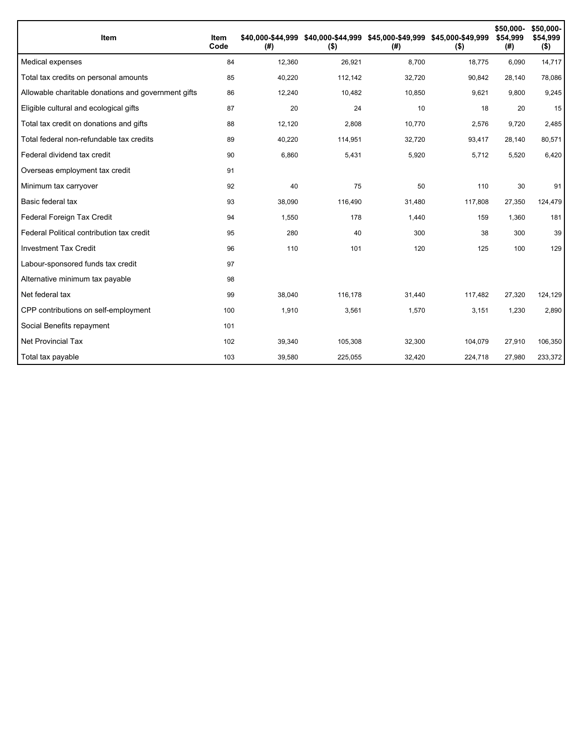| Item | Item Code | $40,000-$44,999 (#) | $40,000-$44,999 ($) | $45,000-$49,999 (#) | $45,000-$49,999 ($) | $50,000-$54,999 (#) | $50,000-$54,999 ($) |
|---|---|---|---|---|---|---|---|
| Medical expenses | 84 | 12,360 | 26,921 | 8,700 | 18,775 | 6,090 | 14,717 |
| Total tax credits on personal amounts | 85 | 40,220 | 112,142 | 32,720 | 90,842 | 28,140 | 78,086 |
| Allowable charitable donations and government gifts | 86 | 12,240 | 10,482 | 10,850 | 9,621 | 9,800 | 9,245 |
| Eligible cultural and ecological gifts | 87 | 20 | 24 | 10 | 18 | 20 | 15 |
| Total tax credit on donations and gifts | 88 | 12,120 | 2,808 | 10,770 | 2,576 | 9,720 | 2,485 |
| Total federal non-refundable tax credits | 89 | 40,220 | 114,951 | 32,720 | 93,417 | 28,140 | 80,571 |
| Federal dividend tax credit | 90 | 6,860 | 5,431 | 5,920 | 5,712 | 5,520 | 6,420 |
| Overseas employment tax credit | 91 | | | | | | |
| Minimum tax carryover | 92 | 40 | 75 | 50 | 110 | 30 | 91 |
| Basic federal tax | 93 | 38,090 | 116,490 | 31,480 | 117,808 | 27,350 | 124,479 |
| Federal Foreign Tax Credit | 94 | 1,550 | 178 | 1,440 | 159 | 1,360 | 181 |
| Federal Political contribution tax credit | 95 | 280 | 40 | 300 | 38 | 300 | 39 |
| Investment Tax Credit | 96 | 110 | 101 | 120 | 125 | 100 | 129 |
| Labour-sponsored funds tax credit | 97 | | | | | | |
| Alternative minimum tax payable | 98 | | | | | | |
| Net federal tax | 99 | 38,040 | 116,178 | 31,440 | 117,482 | 27,320 | 124,129 |
| CPP contributions on self-employment | 100 | 1,910 | 3,561 | 1,570 | 3,151 | 1,230 | 2,890 |
| Social Benefits repayment | 101 | | | | | | |
| Net Provincial Tax | 102 | 39,340 | 105,308 | 32,300 | 104,079 | 27,910 | 106,350 |
| Total tax payable | 103 | 39,580 | 225,055 | 32,420 | 224,718 | 27,980 | 233,372 |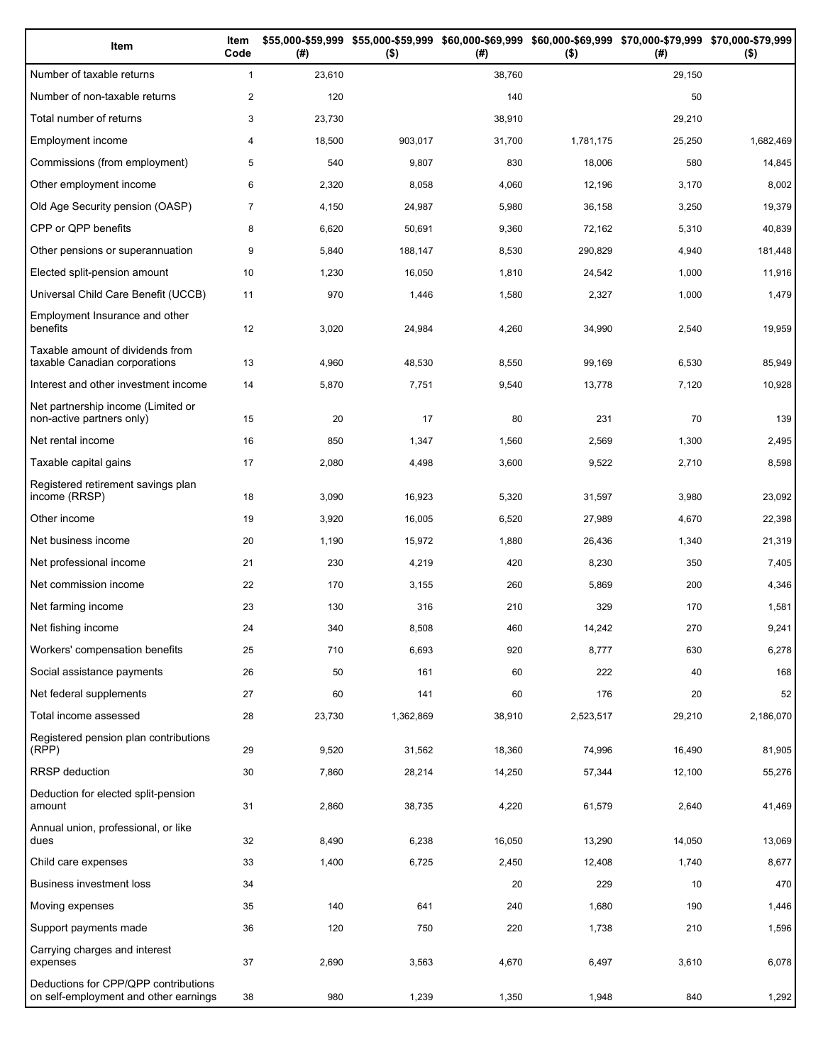| Item | Item Code | $55,000-$59,999 (#) | $55,000-$59,999 ($) | $60,000-$69,999 (#) | $60,000-$69,999 ($) | $70,000-$79,999 (#) | $70,000-$79,999 ($) |
|---|---|---|---|---|---|---|---|
| Number of taxable returns | 1 | 23,610 | | 38,760 | | 29,150 | |
| Number of non-taxable returns | 2 | 120 | | 140 | | 50 | |
| Total number of returns | 3 | 23,730 | | 38,910 | | 29,210 | |
| Employment income | 4 | 18,500 | 903,017 | 31,700 | 1,781,175 | 25,250 | 1,682,469 |
| Commissions (from employment) | 5 | 540 | 9,807 | 830 | 18,006 | 580 | 14,845 |
| Other employment income | 6 | 2,320 | 8,058 | 4,060 | 12,196 | 3,170 | 8,002 |
| Old Age Security pension (OASP) | 7 | 4,150 | 24,987 | 5,980 | 36,158 | 3,250 | 19,379 |
| CPP or QPP benefits | 8 | 6,620 | 50,691 | 9,360 | 72,162 | 5,310 | 40,839 |
| Other pensions or superannuation | 9 | 5,840 | 188,147 | 8,530 | 290,829 | 4,940 | 181,448 |
| Elected split-pension amount | 10 | 1,230 | 16,050 | 1,810 | 24,542 | 1,000 | 11,916 |
| Universal Child Care Benefit (UCCB) | 11 | 970 | 1,446 | 1,580 | 2,327 | 1,000 | 1,479 |
| Employment Insurance and other benefits | 12 | 3,020 | 24,984 | 4,260 | 34,990 | 2,540 | 19,959 |
| Taxable amount of dividends from taxable Canadian corporations | 13 | 4,960 | 48,530 | 8,550 | 99,169 | 6,530 | 85,949 |
| Interest and other investment income | 14 | 5,870 | 7,751 | 9,540 | 13,778 | 7,120 | 10,928 |
| Net partnership income (Limited or non-active partners only) | 15 | 20 | 17 | 80 | 231 | 70 | 139 |
| Net rental income | 16 | 850 | 1,347 | 1,560 | 2,569 | 1,300 | 2,495 |
| Taxable capital gains | 17 | 2,080 | 4,498 | 3,600 | 9,522 | 2,710 | 8,598 |
| Registered retirement savings plan income (RRSP) | 18 | 3,090 | 16,923 | 5,320 | 31,597 | 3,980 | 23,092 |
| Other income | 19 | 3,920 | 16,005 | 6,520 | 27,989 | 4,670 | 22,398 |
| Net business income | 20 | 1,190 | 15,972 | 1,880 | 26,436 | 1,340 | 21,319 |
| Net professional income | 21 | 230 | 4,219 | 420 | 8,230 | 350 | 7,405 |
| Net commission income | 22 | 170 | 3,155 | 260 | 5,869 | 200 | 4,346 |
| Net farming income | 23 | 130 | 316 | 210 | 329 | 170 | 1,581 |
| Net fishing income | 24 | 340 | 8,508 | 460 | 14,242 | 270 | 9,241 |
| Workers' compensation benefits | 25 | 710 | 6,693 | 920 | 8,777 | 630 | 6,278 |
| Social assistance payments | 26 | 50 | 161 | 60 | 222 | 40 | 168 |
| Net federal supplements | 27 | 60 | 141 | 60 | 176 | 20 | 52 |
| Total income assessed | 28 | 23,730 | 1,362,869 | 38,910 | 2,523,517 | 29,210 | 2,186,070 |
| Registered pension plan contributions (RPP) | 29 | 9,520 | 31,562 | 18,360 | 74,996 | 16,490 | 81,905 |
| RRSP deduction | 30 | 7,860 | 28,214 | 14,250 | 57,344 | 12,100 | 55,276 |
| Deduction for elected split-pension amount | 31 | 2,860 | 38,735 | 4,220 | 61,579 | 2,640 | 41,469 |
| Annual union, professional, or like dues | 32 | 8,490 | 6,238 | 16,050 | 13,290 | 14,050 | 13,069 |
| Child care expenses | 33 | 1,400 | 6,725 | 2,450 | 12,408 | 1,740 | 8,677 |
| Business investment loss | 34 | | | 20 | 229 | 10 | 470 |
| Moving expenses | 35 | 140 | 641 | 240 | 1,680 | 190 | 1,446 |
| Support payments made | 36 | 120 | 750 | 220 | 1,738 | 210 | 1,596 |
| Carrying charges and interest expenses | 37 | 2,690 | 3,563 | 4,670 | 6,497 | 3,610 | 6,078 |
| Deductions for CPP/QPP contributions on self-employment and other earnings | 38 | 980 | 1,239 | 1,350 | 1,948 | 840 | 1,292 |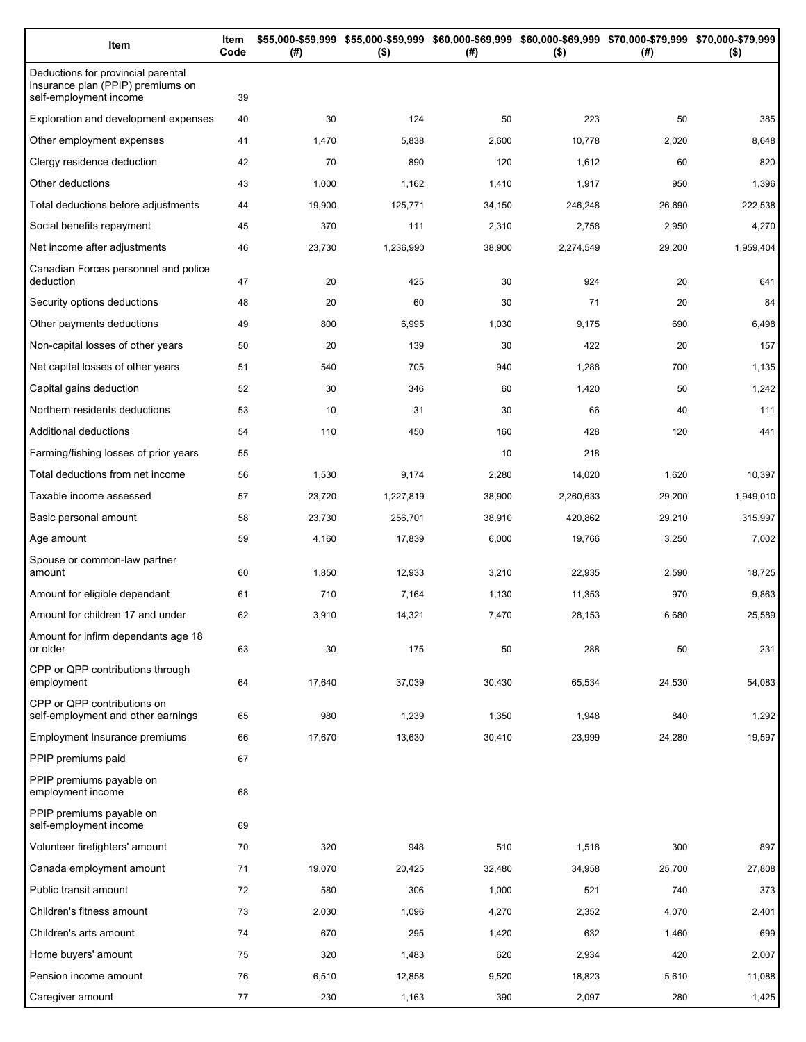| Item | Item Code | $55,000-$59,999 (#) | $55,000-$59,999 ($) | $60,000-$69,999 (#) | $60,000-$69,999 ($) | $70,000-$79,999 (#) | $70,000-$79,999 ($) |
|---|---|---|---|---|---|---|---|
| Deductions for provincial parental insurance plan (PPIP) premiums on self-employment income | 39 | | | | | | |
| Exploration and development expenses | 40 | 30 | 124 | 50 | 223 | 50 | 385 |
| Other employment expenses | 41 | 1,470 | 5,838 | 2,600 | 10,778 | 2,020 | 8,648 |
| Clergy residence deduction | 42 | 70 | 890 | 120 | 1,612 | 60 | 820 |
| Other deductions | 43 | 1,000 | 1,162 | 1,410 | 1,917 | 950 | 1,396 |
| Total deductions before adjustments | 44 | 19,900 | 125,771 | 34,150 | 246,248 | 26,690 | 222,538 |
| Social benefits repayment | 45 | 370 | 111 | 2,310 | 2,758 | 2,950 | 4,270 |
| Net income after adjustments | 46 | 23,730 | 1,236,990 | 38,900 | 2,274,549 | 29,200 | 1,959,404 |
| Canadian Forces personnel and police deduction | 47 | 20 | 425 | 30 | 924 | 20 | 641 |
| Security options deductions | 48 | 20 | 60 | 30 | 71 | 20 | 84 |
| Other payments deductions | 49 | 800 | 6,995 | 1,030 | 9,175 | 690 | 6,498 |
| Non-capital losses of other years | 50 | 20 | 139 | 30 | 422 | 20 | 157 |
| Net capital losses of other years | 51 | 540 | 705 | 940 | 1,288 | 700 | 1,135 |
| Capital gains deduction | 52 | 30 | 346 | 60 | 1,420 | 50 | 1,242 |
| Northern residents deductions | 53 | 10 | 31 | 30 | 66 | 40 | 111 |
| Additional deductions | 54 | 110 | 450 | 160 | 428 | 120 | 441 |
| Farming/fishing losses of prior years | 55 | | | 10 | 218 | | |
| Total deductions from net income | 56 | 1,530 | 9,174 | 2,280 | 14,020 | 1,620 | 10,397 |
| Taxable income assessed | 57 | 23,720 | 1,227,819 | 38,900 | 2,260,633 | 29,200 | 1,949,010 |
| Basic personal amount | 58 | 23,730 | 256,701 | 38,910 | 420,862 | 29,210 | 315,997 |
| Age amount | 59 | 4,160 | 17,839 | 6,000 | 19,766 | 3,250 | 7,002 |
| Spouse or common-law partner amount | 60 | 1,850 | 12,933 | 3,210 | 22,935 | 2,590 | 18,725 |
| Amount for eligible dependant | 61 | 710 | 7,164 | 1,130 | 11,353 | 970 | 9,863 |
| Amount for children 17 and under | 62 | 3,910 | 14,321 | 7,470 | 28,153 | 6,680 | 25,589 |
| Amount for infirm dependants age 18 or older | 63 | 30 | 175 | 50 | 288 | 50 | 231 |
| CPP or QPP contributions through employment | 64 | 17,640 | 37,039 | 30,430 | 65,534 | 24,530 | 54,083 |
| CPP or QPP contributions on self-employment and other earnings | 65 | 980 | 1,239 | 1,350 | 1,948 | 840 | 1,292 |
| Employment Insurance premiums | 66 | 17,670 | 13,630 | 30,410 | 23,999 | 24,280 | 19,597 |
| PPIP premiums paid | 67 | | | | | | |
| PPIP premiums payable on employment income | 68 | | | | | | |
| PPIP premiums payable on self-employment income | 69 | | | | | | |
| Volunteer firefighters' amount | 70 | 320 | 948 | 510 | 1,518 | 300 | 897 |
| Canada employment amount | 71 | 19,070 | 20,425 | 32,480 | 34,958 | 25,700 | 27,808 |
| Public transit amount | 72 | 580 | 306 | 1,000 | 521 | 740 | 373 |
| Children's fitness amount | 73 | 2,030 | 1,096 | 4,270 | 2,352 | 4,070 | 2,401 |
| Children's arts amount | 74 | 670 | 295 | 1,420 | 632 | 1,460 | 699 |
| Home buyers' amount | 75 | 320 | 1,483 | 620 | 2,934 | 420 | 2,007 |
| Pension income amount | 76 | 6,510 | 12,858 | 9,520 | 18,823 | 5,610 | 11,088 |
| Caregiver amount | 77 | 230 | 1,163 | 390 | 2,097 | 280 | 1,425 |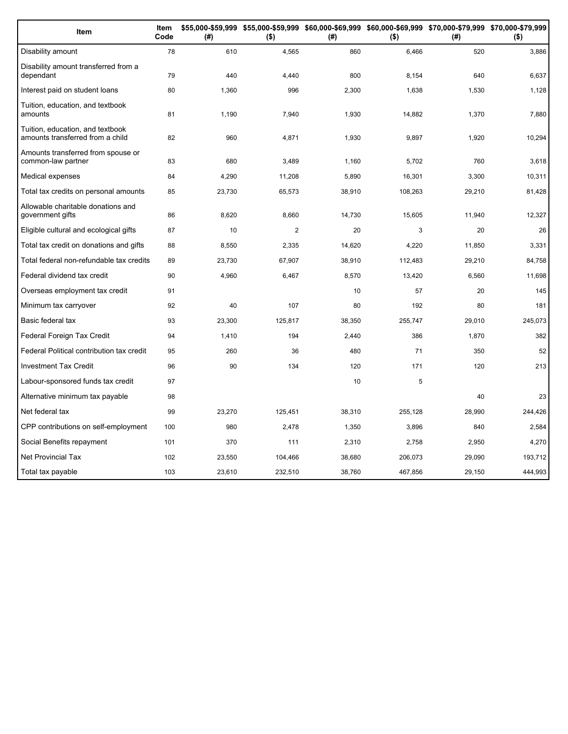| Item | Item Code | $55,000-$59,999 (#) | $55,000-$59,999 ($) | $60,000-$69,999 (#) | $60,000-$69,999 ($) | $70,000-$79,999 (#) | $70,000-$79,999 ($) |
|---|---|---|---|---|---|---|---|
| Disability amount | 78 | 610 | 4,565 | 860 | 6,466 | 520 | 3,886 |
| Disability amount transferred from a dependant | 79 | 440 | 4,440 | 800 | 8,154 | 640 | 6,637 |
| Interest paid on student loans | 80 | 1,360 | 996 | 2,300 | 1,638 | 1,530 | 1,128 |
| Tuition, education, and textbook amounts | 81 | 1,190 | 7,940 | 1,930 | 14,882 | 1,370 | 7,880 |
| Tuition, education, and textbook amounts transferred from a child | 82 | 960 | 4,871 | 1,930 | 9,897 | 1,920 | 10,294 |
| Amounts transferred from spouse or common-law partner | 83 | 680 | 3,489 | 1,160 | 5,702 | 760 | 3,618 |
| Medical expenses | 84 | 4,290 | 11,208 | 5,890 | 16,301 | 3,300 | 10,311 |
| Total tax credits on personal amounts | 85 | 23,730 | 65,573 | 38,910 | 108,263 | 29,210 | 81,428 |
| Allowable charitable donations and government gifts | 86 | 8,620 | 8,660 | 14,730 | 15,605 | 11,940 | 12,327 |
| Eligible cultural and ecological gifts | 87 | 10 | 2 | 20 | 3 | 20 | 26 |
| Total tax credit on donations and gifts | 88 | 8,550 | 2,335 | 14,620 | 4,220 | 11,850 | 3,331 |
| Total federal non-refundable tax credits | 89 | 23,730 | 67,907 | 38,910 | 112,483 | 29,210 | 84,758 |
| Federal dividend tax credit | 90 | 4,960 | 6,467 | 8,570 | 13,420 | 6,560 | 11,698 |
| Overseas employment tax credit | 91 | | | 10 | 57 | 20 | 145 |
| Minimum tax carryover | 92 | 40 | 107 | 80 | 192 | 80 | 181 |
| Basic federal tax | 93 | 23,300 | 125,817 | 38,350 | 255,747 | 29,010 | 245,073 |
| Federal Foreign Tax Credit | 94 | 1,410 | 194 | 2,440 | 386 | 1,870 | 382 |
| Federal Political contribution tax credit | 95 | 260 | 36 | 480 | 71 | 350 | 52 |
| Investment Tax Credit | 96 | 90 | 134 | 120 | 171 | 120 | 213 |
| Labour-sponsored funds tax credit | 97 | | | 10 | 5 | | |
| Alternative minimum tax payable | 98 | | | | | 40 | 23 |
| Net federal tax | 99 | 23,270 | 125,451 | 38,310 | 255,128 | 28,990 | 244,426 |
| CPP contributions on self-employment | 100 | 980 | 2,478 | 1,350 | 3,896 | 840 | 2,584 |
| Social Benefits repayment | 101 | 370 | 111 | 2,310 | 2,758 | 2,950 | 4,270 |
| Net Provincial Tax | 102 | 23,550 | 104,466 | 38,680 | 206,073 | 29,090 | 193,712 |
| Total tax payable | 103 | 23,610 | 232,510 | 38,760 | 467,856 | 29,150 | 444,993 |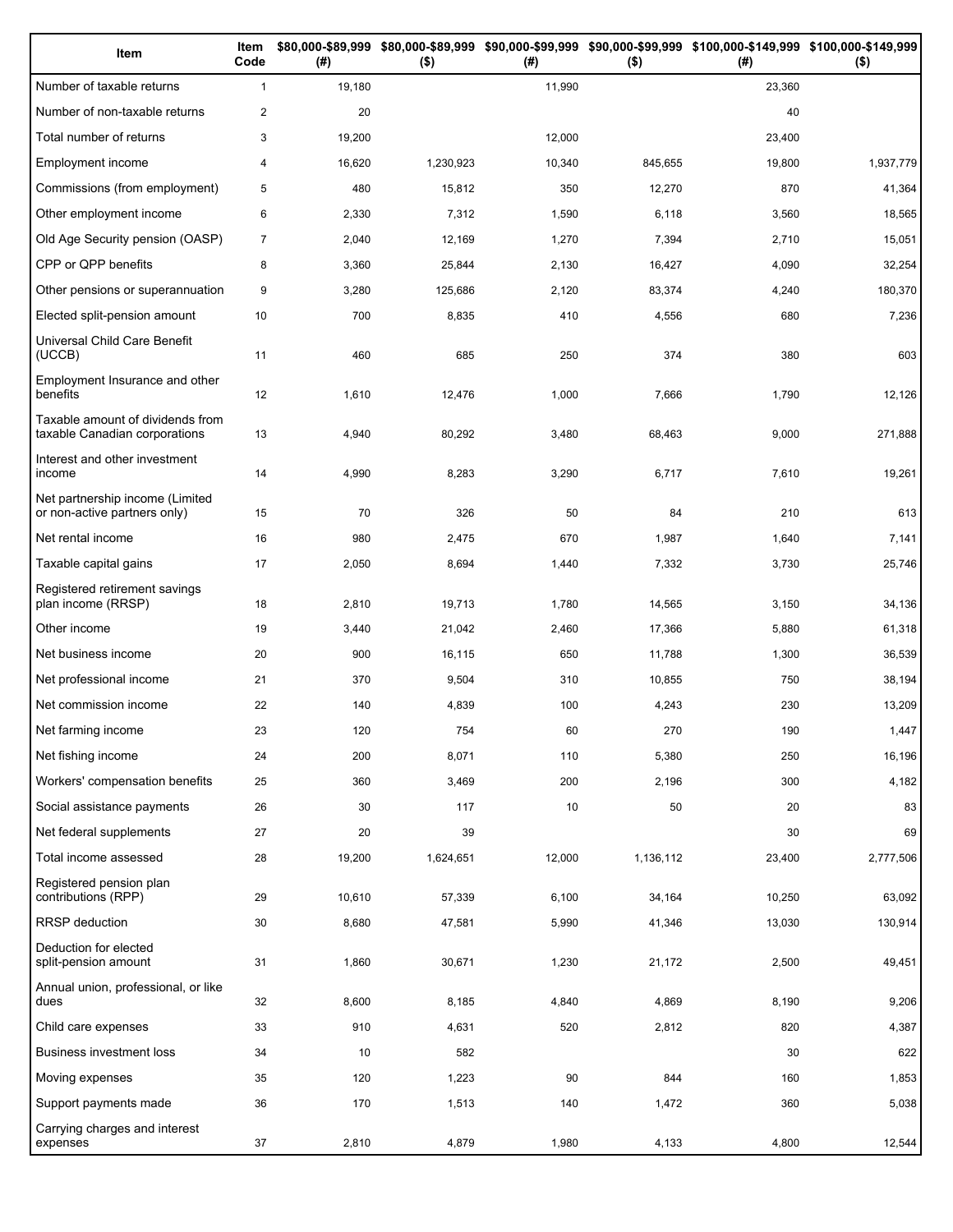| Item | Item Code | $80,000-$89,999 (#) | $80,000-$89,999 ($) | $90,000-$99,999 (#) | $90,000-$99,999 ($) | $100,000-$149,999 (#) | $100,000-$149,999 ($) |
|---|---|---|---|---|---|---|---|
| Number of taxable returns | 1 | 19,180 | | 11,990 | | 23,360 | |
| Number of non-taxable returns | 2 | 20 | | | | 40 | |
| Total number of returns | 3 | 19,200 | | 12,000 | | 23,400 | |
| Employment income | 4 | 16,620 | 1,230,923 | 10,340 | 845,655 | 19,800 | 1,937,779 |
| Commissions (from employment) | 5 | 480 | 15,812 | 350 | 12,270 | 870 | 41,364 |
| Other employment income | 6 | 2,330 | 7,312 | 1,590 | 6,118 | 3,560 | 18,565 |
| Old Age Security pension (OASP) | 7 | 2,040 | 12,169 | 1,270 | 7,394 | 2,710 | 15,051 |
| CPP or QPP benefits | 8 | 3,360 | 25,844 | 2,130 | 16,427 | 4,090 | 32,254 |
| Other pensions or superannuation | 9 | 3,280 | 125,686 | 2,120 | 83,374 | 4,240 | 180,370 |
| Elected split-pension amount | 10 | 700 | 8,835 | 410 | 4,556 | 680 | 7,236 |
| Universal Child Care Benefit (UCCB) | 11 | 460 | 685 | 250 | 374 | 380 | 603 |
| Employment Insurance and other benefits | 12 | 1,610 | 12,476 | 1,000 | 7,666 | 1,790 | 12,126 |
| Taxable amount of dividends from taxable Canadian corporations | 13 | 4,940 | 80,292 | 3,480 | 68,463 | 9,000 | 271,888 |
| Interest and other investment income | 14 | 4,990 | 8,283 | 3,290 | 6,717 | 7,610 | 19,261 |
| Net partnership income (Limited or non-active partners only) | 15 | 70 | 326 | 50 | 84 | 210 | 613 |
| Net rental income | 16 | 980 | 2,475 | 670 | 1,987 | 1,640 | 7,141 |
| Taxable capital gains | 17 | 2,050 | 8,694 | 1,440 | 7,332 | 3,730 | 25,746 |
| Registered retirement savings plan income (RRSP) | 18 | 2,810 | 19,713 | 1,780 | 14,565 | 3,150 | 34,136 |
| Other income | 19 | 3,440 | 21,042 | 2,460 | 17,366 | 5,880 | 61,318 |
| Net business income | 20 | 900 | 16,115 | 650 | 11,788 | 1,300 | 36,539 |
| Net professional income | 21 | 370 | 9,504 | 310 | 10,855 | 750 | 38,194 |
| Net commission income | 22 | 140 | 4,839 | 100 | 4,243 | 230 | 13,209 |
| Net farming income | 23 | 120 | 754 | 60 | 270 | 190 | 1,447 |
| Net fishing income | 24 | 200 | 8,071 | 110 | 5,380 | 250 | 16,196 |
| Workers' compensation benefits | 25 | 360 | 3,469 | 200 | 2,196 | 300 | 4,182 |
| Social assistance payments | 26 | 30 | 117 | 10 | 50 | 20 | 83 |
| Net federal supplements | 27 | 20 | 39 | | | 30 | 69 |
| Total income assessed | 28 | 19,200 | 1,624,651 | 12,000 | 1,136,112 | 23,400 | 2,777,506 |
| Registered pension plan contributions (RPP) | 29 | 10,610 | 57,339 | 6,100 | 34,164 | 10,250 | 63,092 |
| RRSP deduction | 30 | 8,680 | 47,581 | 5,990 | 41,346 | 13,030 | 130,914 |
| Deduction for elected split-pension amount | 31 | 1,860 | 30,671 | 1,230 | 21,172 | 2,500 | 49,451 |
| Annual union, professional, or like dues | 32 | 8,600 | 8,185 | 4,840 | 4,869 | 8,190 | 9,206 |
| Child care expenses | 33 | 910 | 4,631 | 520 | 2,812 | 820 | 4,387 |
| Business investment loss | 34 | 10 | 582 | | | 30 | 622 |
| Moving expenses | 35 | 120 | 1,223 | 90 | 844 | 160 | 1,853 |
| Support payments made | 36 | 170 | 1,513 | 140 | 1,472 | 360 | 5,038 |
| Carrying charges and interest expenses | 37 | 2,810 | 4,879 | 1,980 | 4,133 | 4,800 | 12,544 |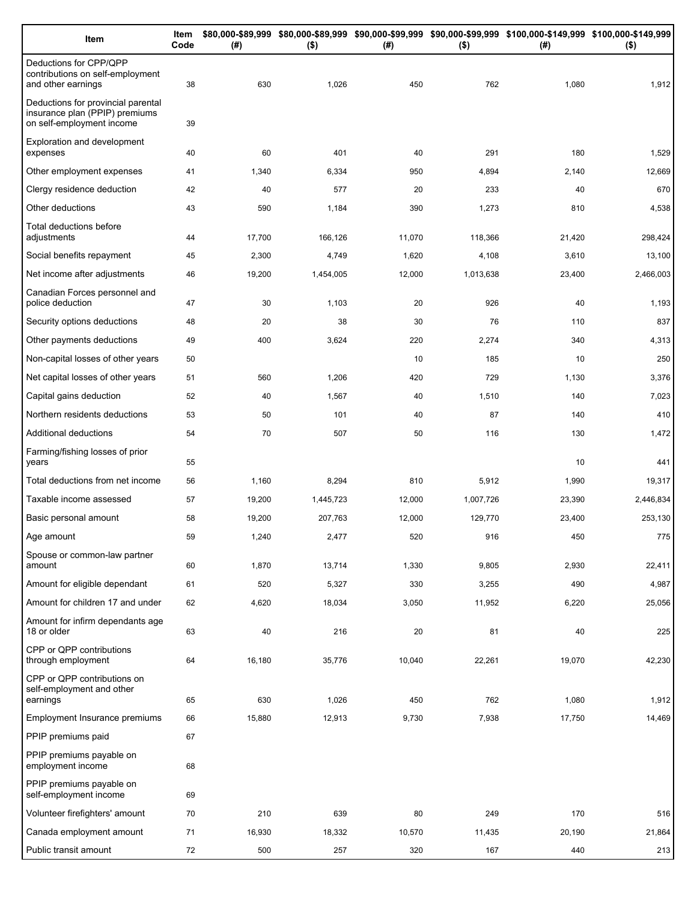| Item | Item Code | $80,000-$89,999 (#) | $80,000-$89,999 ($) | $90,000-$99,999 (#) | $90,000-$99,999 ($) | $100,000-$149,999 (#) | $100,000-$149,999 ($) |
|---|---|---|---|---|---|---|---|
| Deductions for CPP/QPP contributions on self-employment and other earnings | 38 | 630 | 1,026 | 450 | 762 | 1,080 | 1,912 |
| Deductions for provincial parental insurance plan (PPIP) premiums on self-employment income | 39 | | | | | | |
| Exploration and development expenses | 40 | 60 | 401 | 40 | 291 | 180 | 1,529 |
| Other employment expenses | 41 | 1,340 | 6,334 | 950 | 4,894 | 2,140 | 12,669 |
| Clergy residence deduction | 42 | 40 | 577 | 20 | 233 | 40 | 670 |
| Other deductions | 43 | 590 | 1,184 | 390 | 1,273 | 810 | 4,538 |
| Total deductions before adjustments | 44 | 17,700 | 166,126 | 11,070 | 118,366 | 21,420 | 298,424 |
| Social benefits repayment | 45 | 2,300 | 4,749 | 1,620 | 4,108 | 3,610 | 13,100 |
| Net income after adjustments | 46 | 19,200 | 1,454,005 | 12,000 | 1,013,638 | 23,400 | 2,466,003 |
| Canadian Forces personnel and police deduction | 47 | 30 | 1,103 | 20 | 926 | 40 | 1,193 |
| Security options deductions | 48 | 20 | 38 | 30 | 76 | 110 | 837 |
| Other payments deductions | 49 | 400 | 3,624 | 220 | 2,274 | 340 | 4,313 |
| Non-capital losses of other years | 50 | | | 10 | 185 | 10 | 250 |
| Net capital losses of other years | 51 | 560 | 1,206 | 420 | 729 | 1,130 | 3,376 |
| Capital gains deduction | 52 | 40 | 1,567 | 40 | 1,510 | 140 | 7,023 |
| Northern residents deductions | 53 | 50 | 101 | 40 | 87 | 140 | 410 |
| Additional deductions | 54 | 70 | 507 | 50 | 116 | 130 | 1,472 |
| Farming/fishing losses of prior years | 55 | | | | | 10 | 441 |
| Total deductions from net income | 56 | 1,160 | 8,294 | 810 | 5,912 | 1,990 | 19,317 |
| Taxable income assessed | 57 | 19,200 | 1,445,723 | 12,000 | 1,007,726 | 23,390 | 2,446,834 |
| Basic personal amount | 58 | 19,200 | 207,763 | 12,000 | 129,770 | 23,400 | 253,130 |
| Age amount | 59 | 1,240 | 2,477 | 520 | 916 | 450 | 775 |
| Spouse or common-law partner amount | 60 | 1,870 | 13,714 | 1,330 | 9,805 | 2,930 | 22,411 |
| Amount for eligible dependant | 61 | 520 | 5,327 | 330 | 3,255 | 490 | 4,987 |
| Amount for children 17 and under | 62 | 4,620 | 18,034 | 3,050 | 11,952 | 6,220 | 25,056 |
| Amount for infirm dependants age 18 or older | 63 | 40 | 216 | 20 | 81 | 40 | 225 |
| CPP or QPP contributions through employment | 64 | 16,180 | 35,776 | 10,040 | 22,261 | 19,070 | 42,230 |
| CPP or QPP contributions on self-employment and other earnings | 65 | 630 | 1,026 | 450 | 762 | 1,080 | 1,912 |
| Employment Insurance premiums | 66 | 15,880 | 12,913 | 9,730 | 7,938 | 17,750 | 14,469 |
| PPIP premiums paid | 67 | | | | | | |
| PPIP premiums payable on employment income | 68 | | | | | | |
| PPIP premiums payable on self-employment income | 69 | | | | | | |
| Volunteer firefighters' amount | 70 | 210 | 639 | 80 | 249 | 170 | 516 |
| Canada employment amount | 71 | 16,930 | 18,332 | 10,570 | 11,435 | 20,190 | 21,864 |
| Public transit amount | 72 | 500 | 257 | 320 | 167 | 440 | 213 |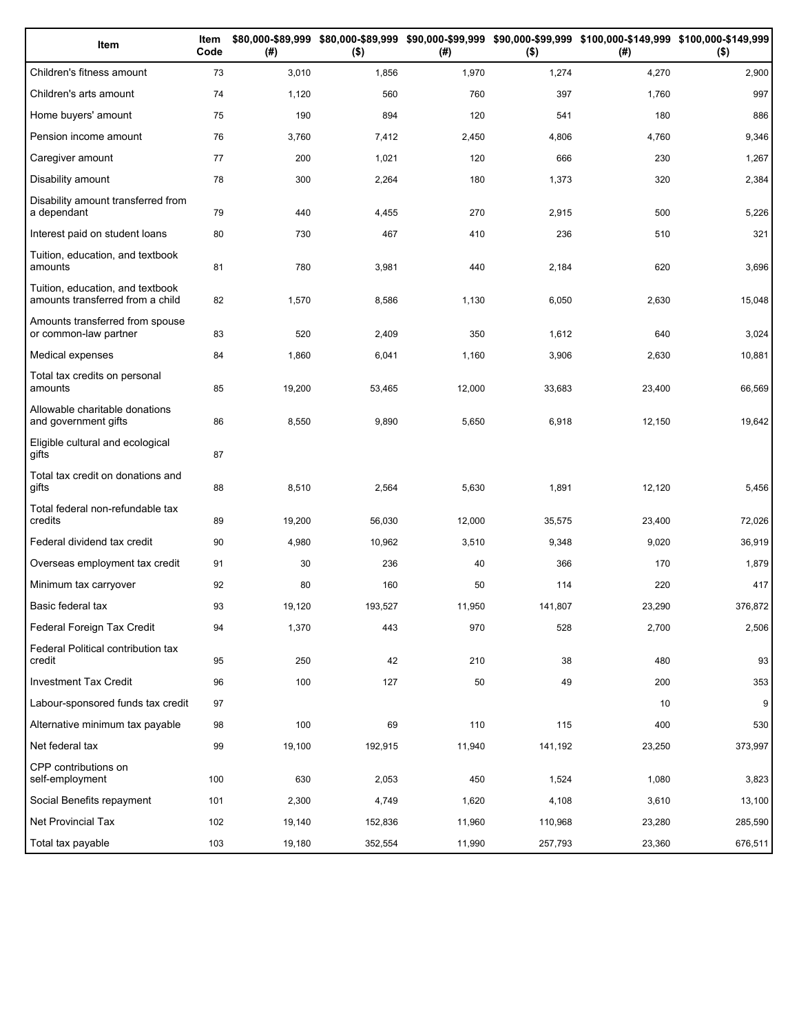| Item | Item Code | $80,000-$89,999 (#) | $80,000-$89,999 ($) | $90,000-$99,999 (#) | $90,000-$99,999 ($) | $100,000-$149,999 (#) | $100,000-$149,999 ($) |
|---|---|---|---|---|---|---|---|
| Children's fitness amount | 73 | 3,010 | 1,856 | 1,970 | 1,274 | 4,270 | 2,900 |
| Children's arts amount | 74 | 1,120 | 560 | 760 | 397 | 1,760 | 997 |
| Home buyers' amount | 75 | 190 | 894 | 120 | 541 | 180 | 886 |
| Pension income amount | 76 | 3,760 | 7,412 | 2,450 | 4,806 | 4,760 | 9,346 |
| Caregiver amount | 77 | 200 | 1,021 | 120 | 666 | 230 | 1,267 |
| Disability amount | 78 | 300 | 2,264 | 180 | 1,373 | 320 | 2,384 |
| Disability amount transferred from a dependant | 79 | 440 | 4,455 | 270 | 2,915 | 500 | 5,226 |
| Interest paid on student loans | 80 | 730 | 467 | 410 | 236 | 510 | 321 |
| Tuition, education, and textbook amounts | 81 | 780 | 3,981 | 440 | 2,184 | 620 | 3,696 |
| Tuition, education, and textbook amounts transferred from a child | 82 | 1,570 | 8,586 | 1,130 | 6,050 | 2,630 | 15,048 |
| Amounts transferred from spouse or common-law partner | 83 | 520 | 2,409 | 350 | 1,612 | 640 | 3,024 |
| Medical expenses | 84 | 1,860 | 6,041 | 1,160 | 3,906 | 2,630 | 10,881 |
| Total tax credits on personal amounts | 85 | 19,200 | 53,465 | 12,000 | 33,683 | 23,400 | 66,569 |
| Allowable charitable donations and government gifts | 86 | 8,550 | 9,890 | 5,650 | 6,918 | 12,150 | 19,642 |
| Eligible cultural and ecological gifts | 87 | | | | | | |
| Total tax credit on donations and gifts | 88 | 8,510 | 2,564 | 5,630 | 1,891 | 12,120 | 5,456 |
| Total federal non-refundable tax credits | 89 | 19,200 | 56,030 | 12,000 | 35,575 | 23,400 | 72,026 |
| Federal dividend tax credit | 90 | 4,980 | 10,962 | 3,510 | 9,348 | 9,020 | 36,919 |
| Overseas employment tax credit | 91 | 30 | 236 | 40 | 366 | 170 | 1,879 |
| Minimum tax carryover | 92 | 80 | 160 | 50 | 114 | 220 | 417 |
| Basic federal tax | 93 | 19,120 | 193,527 | 11,950 | 141,807 | 23,290 | 376,872 |
| Federal Foreign Tax Credit | 94 | 1,370 | 443 | 970 | 528 | 2,700 | 2,506 |
| Federal Political contribution tax credit | 95 | 250 | 42 | 210 | 38 | 480 | 93 |
| Investment Tax Credit | 96 | 100 | 127 | 50 | 49 | 200 | 353 |
| Labour-sponsored funds tax credit | 97 | | | | | 10 | 9 |
| Alternative minimum tax payable | 98 | 100 | 69 | 110 | 115 | 400 | 530 |
| Net federal tax | 99 | 19,100 | 192,915 | 11,940 | 141,192 | 23,250 | 373,997 |
| CPP contributions on self-employment | 100 | 630 | 2,053 | 450 | 1,524 | 1,080 | 3,823 |
| Social Benefits repayment | 101 | 2,300 | 4,749 | 1,620 | 4,108 | 3,610 | 13,100 |
| Net Provincial Tax | 102 | 19,140 | 152,836 | 11,960 | 110,968 | 23,280 | 285,590 |
| Total tax payable | 103 | 19,180 | 352,554 | 11,990 | 257,793 | 23,360 | 676,511 |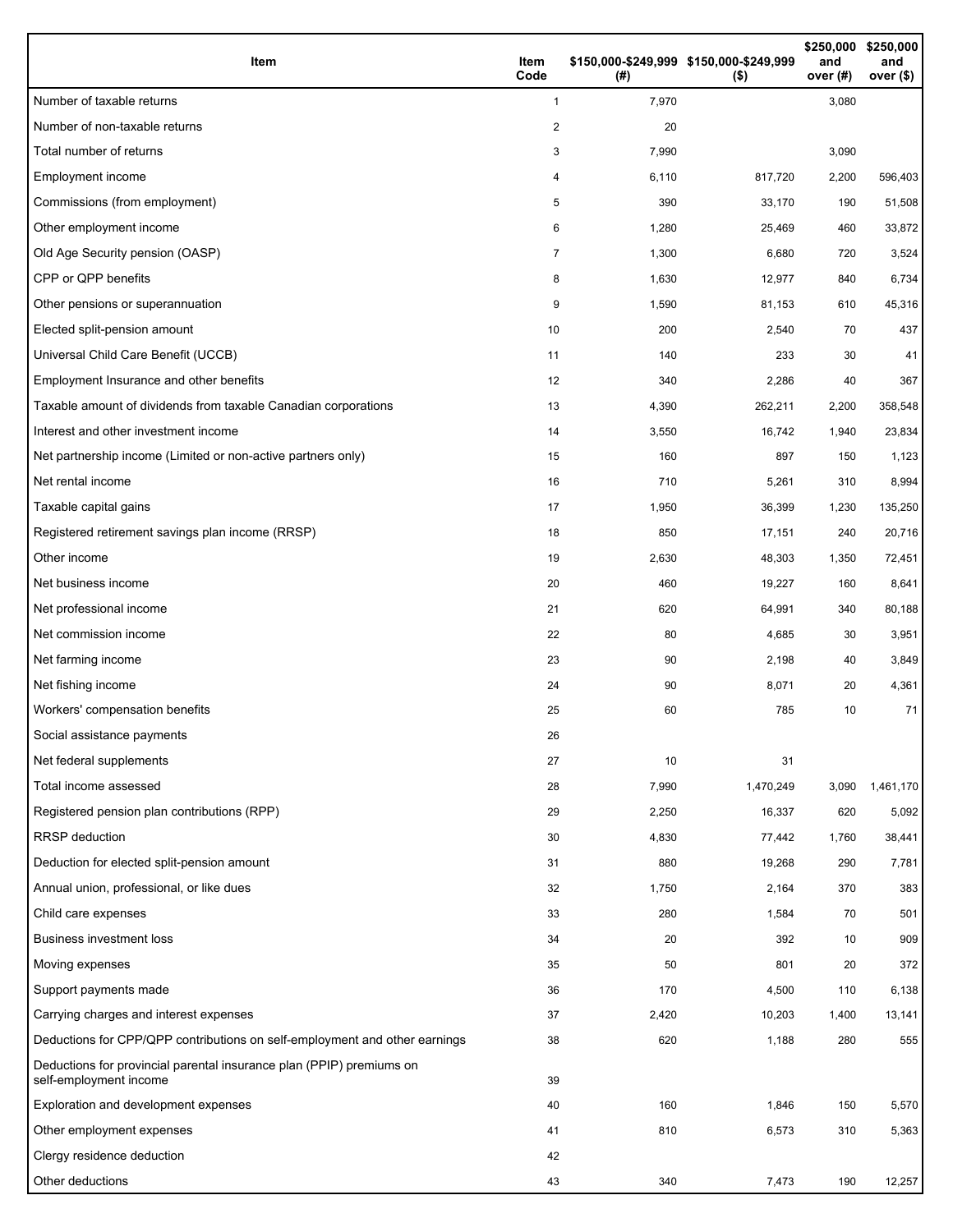| Item | Item Code | $150,000-$249,999 (#) | $150,000-$249,999 ($) | $250,000 and over (#) | $250,000 and over ($) |
|---|---|---|---|---|---|
| Number of taxable returns | 1 | 7,970 | | 3,080 | |
| Number of non-taxable returns | 2 | 20 | | | |
| Total number of returns | 3 | 7,990 | | 3,090 | |
| Employment income | 4 | 6,110 | 817,720 | 2,200 | 596,403 |
| Commissions (from employment) | 5 | 390 | 33,170 | 190 | 51,508 |
| Other employment income | 6 | 1,280 | 25,469 | 460 | 33,872 |
| Old Age Security pension (OASP) | 7 | 1,300 | 6,680 | 720 | 3,524 |
| CPP or QPP benefits | 8 | 1,630 | 12,977 | 840 | 6,734 |
| Other pensions or superannuation | 9 | 1,590 | 81,153 | 610 | 45,316 |
| Elected split-pension amount | 10 | 200 | 2,540 | 70 | 437 |
| Universal Child Care Benefit (UCCB) | 11 | 140 | 233 | 30 | 41 |
| Employment Insurance and other benefits | 12 | 340 | 2,286 | 40 | 367 |
| Taxable amount of dividends from taxable Canadian corporations | 13 | 4,390 | 262,211 | 2,200 | 358,548 |
| Interest and other investment income | 14 | 3,550 | 16,742 | 1,940 | 23,834 |
| Net partnership income (Limited or non-active partners only) | 15 | 160 | 897 | 150 | 1,123 |
| Net rental income | 16 | 710 | 5,261 | 310 | 8,994 |
| Taxable capital gains | 17 | 1,950 | 36,399 | 1,230 | 135,250 |
| Registered retirement savings plan income (RRSP) | 18 | 850 | 17,151 | 240 | 20,716 |
| Other income | 19 | 2,630 | 48,303 | 1,350 | 72,451 |
| Net business income | 20 | 460 | 19,227 | 160 | 8,641 |
| Net professional income | 21 | 620 | 64,991 | 340 | 80,188 |
| Net commission income | 22 | 80 | 4,685 | 30 | 3,951 |
| Net farming income | 23 | 90 | 2,198 | 40 | 3,849 |
| Net fishing income | 24 | 90 | 8,071 | 20 | 4,361 |
| Workers' compensation benefits | 25 | 60 | 785 | 10 | 71 |
| Social assistance payments | 26 | | | | |
| Net federal supplements | 27 | 10 | 31 | | |
| Total income assessed | 28 | 7,990 | 1,470,249 | 3,090 | 1,461,170 |
| Registered pension plan contributions (RPP) | 29 | 2,250 | 16,337 | 620 | 5,092 |
| RRSP deduction | 30 | 4,830 | 77,442 | 1,760 | 38,441 |
| Deduction for elected split-pension amount | 31 | 880 | 19,268 | 290 | 7,781 |
| Annual union, professional, or like dues | 32 | 1,750 | 2,164 | 370 | 383 |
| Child care expenses | 33 | 280 | 1,584 | 70 | 501 |
| Business investment loss | 34 | 20 | 392 | 10 | 909 |
| Moving expenses | 35 | 50 | 801 | 20 | 372 |
| Support payments made | 36 | 170 | 4,500 | 110 | 6,138 |
| Carrying charges and interest expenses | 37 | 2,420 | 10,203 | 1,400 | 13,141 |
| Deductions for CPP/QPP contributions on self-employment and other earnings | 38 | 620 | 1,188 | 280 | 555 |
| Deductions for provincial parental insurance plan (PPIP) premiums on self-employment income | 39 | | | | |
| Exploration and development expenses | 40 | 160 | 1,846 | 150 | 5,570 |
| Other employment expenses | 41 | 810 | 6,573 | 310 | 5,363 |
| Clergy residence deduction | 42 | | | | |
| Other deductions | 43 | 340 | 7,473 | 190 | 12,257 |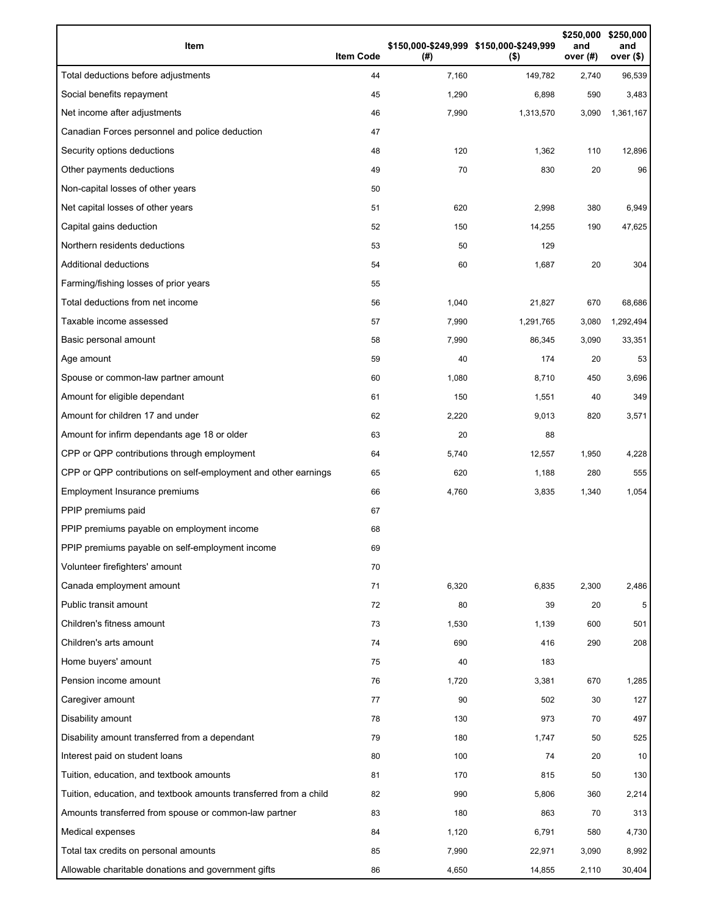| Item | Item Code | $150,000-$249,999 (#) | $150,000-$249,999 ($) | $250,000 and over (#) | $250,000 and over ($) |
|---|---|---|---|---|---|
| Total deductions before adjustments | 44 | 7,160 | 149,782 | 2,740 | 96,539 |
| Social benefits repayment | 45 | 1,290 | 6,898 | 590 | 3,483 |
| Net income after adjustments | 46 | 7,990 | 1,313,570 | 3,090 | 1,361,167 |
| Canadian Forces personnel and police deduction | 47 | | | | |
| Security options deductions | 48 | 120 | 1,362 | 110 | 12,896 |
| Other payments deductions | 49 | 70 | 830 | 20 | 96 |
| Non-capital losses of other years | 50 | | | | |
| Net capital losses of other years | 51 | 620 | 2,998 | 380 | 6,949 |
| Capital gains deduction | 52 | 150 | 14,255 | 190 | 47,625 |
| Northern residents deductions | 53 | 50 | 129 | | |
| Additional deductions | 54 | 60 | 1,687 | 20 | 304 |
| Farming/fishing losses of prior years | 55 | | | | |
| Total deductions from net income | 56 | 1,040 | 21,827 | 670 | 68,686 |
| Taxable income assessed | 57 | 7,990 | 1,291,765 | 3,080 | 1,292,494 |
| Basic personal amount | 58 | 7,990 | 86,345 | 3,090 | 33,351 |
| Age amount | 59 | 40 | 174 | 20 | 53 |
| Spouse or common-law partner amount | 60 | 1,080 | 8,710 | 450 | 3,696 |
| Amount for eligible dependant | 61 | 150 | 1,551 | 40 | 349 |
| Amount for children 17 and under | 62 | 2,220 | 9,013 | 820 | 3,571 |
| Amount for infirm dependants age 18 or older | 63 | 20 | 88 | | |
| CPP or QPP contributions through employment | 64 | 5,740 | 12,557 | 1,950 | 4,228 |
| CPP or QPP contributions on self-employment and other earnings | 65 | 620 | 1,188 | 280 | 555 |
| Employment Insurance premiums | 66 | 4,760 | 3,835 | 1,340 | 1,054 |
| PPIP premiums paid | 67 | | | | |
| PPIP premiums payable on employment income | 68 | | | | |
| PPIP premiums payable on self-employment income | 69 | | | | |
| Volunteer firefighters' amount | 70 | | | | |
| Canada employment amount | 71 | 6,320 | 6,835 | 2,300 | 2,486 |
| Public transit amount | 72 | 80 | 39 | 20 | 5 |
| Children's fitness amount | 73 | 1,530 | 1,139 | 600 | 501 |
| Children's arts amount | 74 | 690 | 416 | 290 | 208 |
| Home buyers' amount | 75 | 40 | 183 | | |
| Pension income amount | 76 | 1,720 | 3,381 | 670 | 1,285 |
| Caregiver amount | 77 | 90 | 502 | 30 | 127 |
| Disability amount | 78 | 130 | 973 | 70 | 497 |
| Disability amount transferred from a dependant | 79 | 180 | 1,747 | 50 | 525 |
| Interest paid on student loans | 80 | 100 | 74 | 20 | 10 |
| Tuition, education, and textbook amounts | 81 | 170 | 815 | 50 | 130 |
| Tuition, education, and textbook amounts transferred from a child | 82 | 990 | 5,806 | 360 | 2,214 |
| Amounts transferred from spouse or common-law partner | 83 | 180 | 863 | 70 | 313 |
| Medical expenses | 84 | 1,120 | 6,791 | 580 | 4,730 |
| Total tax credits on personal amounts | 85 | 7,990 | 22,971 | 3,090 | 8,992 |
| Allowable charitable donations and government gifts | 86 | 4,650 | 14,855 | 2,110 | 30,404 |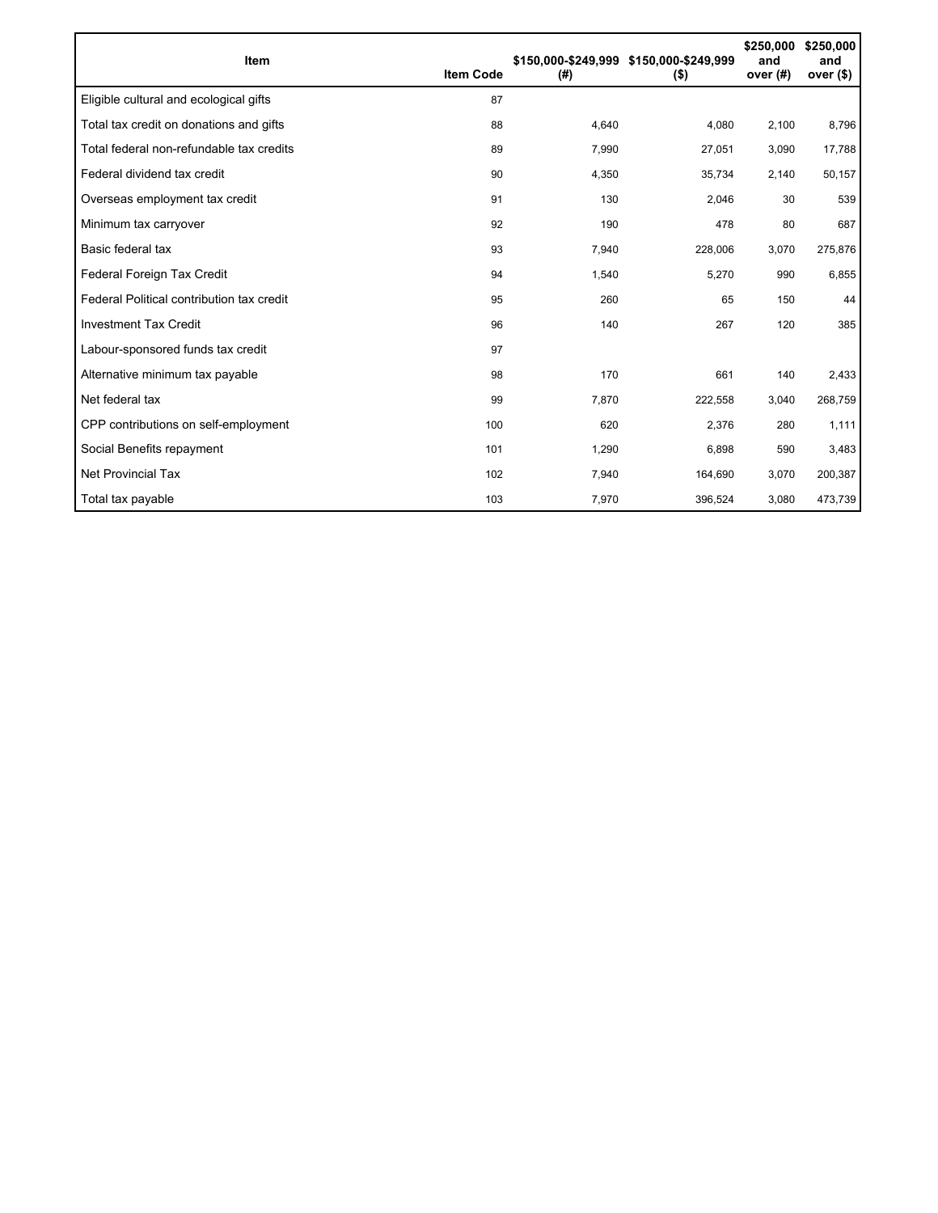| Item | Item Code | $150,000-$249,999 (#) | $150,000-$249,999 ($) | $250,000 and over (#) | $250,000 and over ($) |
| --- | --- | --- | --- | --- | --- |
| Eligible cultural and ecological gifts | 87 | | | | |
| Total tax credit on donations and gifts | 88 | 4,640 | 4,080 | 2,100 | 8,796 |
| Total federal non-refundable tax credits | 89 | 7,990 | 27,051 | 3,090 | 17,788 |
| Federal dividend tax credit | 90 | 4,350 | 35,734 | 2,140 | 50,157 |
| Overseas employment tax credit | 91 | 130 | 2,046 | 30 | 539 |
| Minimum tax carryover | 92 | 190 | 478 | 80 | 687 |
| Basic federal tax | 93 | 7,940 | 228,006 | 3,070 | 275,876 |
| Federal Foreign Tax Credit | 94 | 1,540 | 5,270 | 990 | 6,855 |
| Federal Political contribution tax credit | 95 | 260 | 65 | 150 | 44 |
| Investment Tax Credit | 96 | 140 | 267 | 120 | 385 |
| Labour-sponsored funds tax credit | 97 | | | | |
| Alternative minimum tax payable | 98 | 170 | 661 | 140 | 2,433 |
| Net federal tax | 99 | 7,870 | 222,558 | 3,040 | 268,759 |
| CPP contributions on self-employment | 100 | 620 | 2,376 | 280 | 1,111 |
| Social Benefits repayment | 101 | 1,290 | 6,898 | 590 | 3,483 |
| Net Provincial Tax | 102 | 7,940 | 164,690 | 3,070 | 200,387 |
| Total tax payable | 103 | 7,970 | 396,524 | 3,080 | 473,739 |